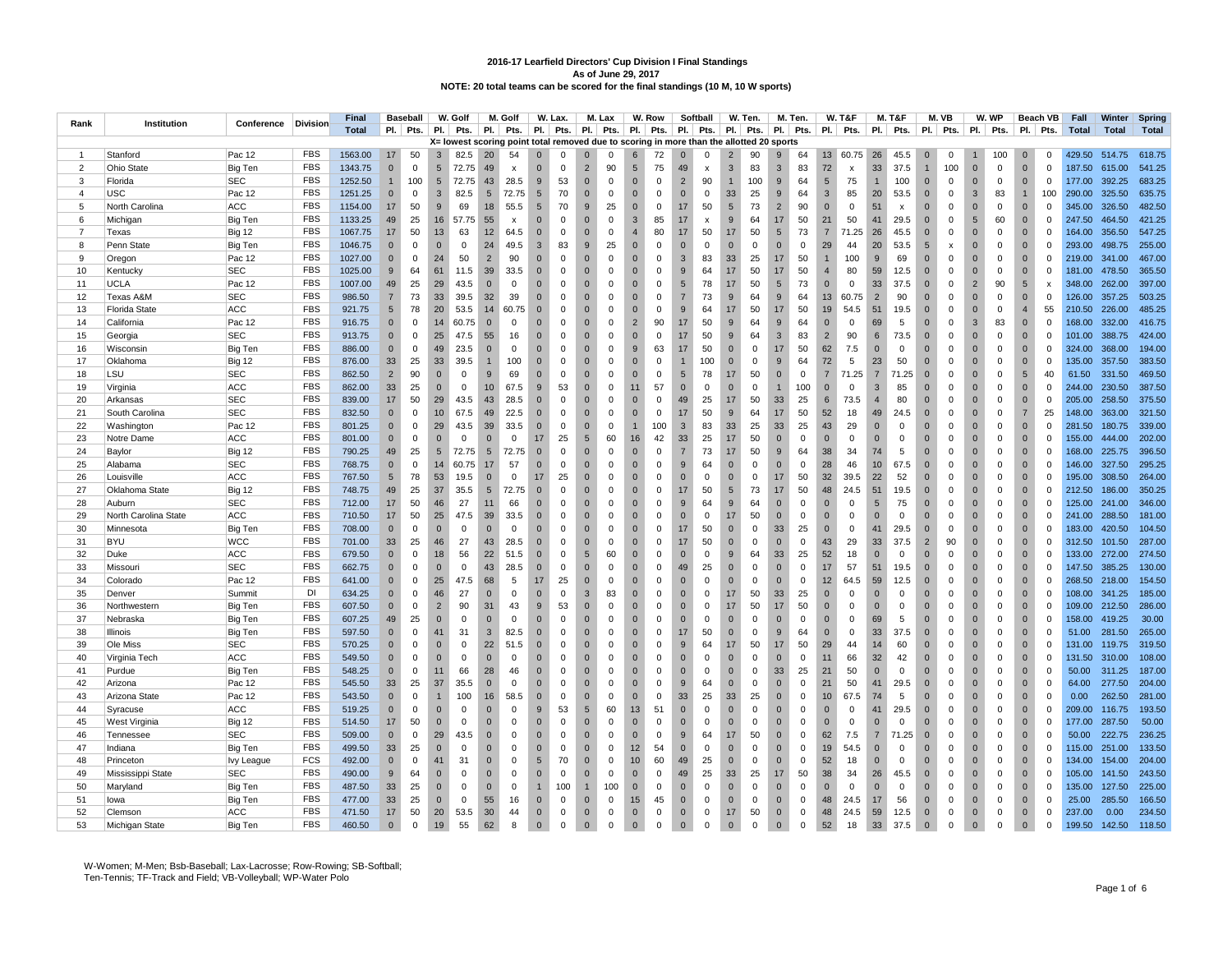**2016-17 Learfield Directors' Cup Division I Final Standings**
**As of June 29, 2017**
**NOTE: 20 total teams can be scored for the final standings (10 M, 10 W sports)**

| Rank | Institution | Conference | Division | Final | Baseball | | W. Golf | | M. Golf | | W. Lax. | | M. Lax | | W. Row | | Softball | | W. Ten. | | M. Ten. | | W. T&F | | M. T&F | | M. VB | | W. WP | | Beach VB | | Fall | Winter | Spring |
|---|---|---|---|---|---|---|---|---|---|---|---|---|---|---|---|---|---|---|---|---|---|---|---|---|---|---|---|---|---|---|---|---|---|---|---|
| | | | | Total | Pl. | Pts. | Pl. | Pts. | Pl. | Pts. | Pl. | Pts. | Pl. | Pts. | Pl. | Pts. | Pl. | Pts. | Pl. | Pts. | Pl. | Pts. | Pl. | Pts. | Pl. | Pts. | Pl. | Pts. | Pl. | Pts. | Pl. | Pts. | Total | Total | Total |
| X= lowest scoring point total removed due to scoring in more than the allotted 20 sports | | | | | | | | | | | | | | | | | | | | | | | | | | | | | | | | | | | |
| 1 | Stanford | Pac 12 | FBS | 1563.00 | 17 | 50 | 3 | 82.5 | 20 | 54 | 0 | 0 | 0 | 0 | 6 | 72 | 0 | 0 | 2 | 90 | 9 | 64 | 13 | 60.75 | 26 | 45.5 | 0 | 0 | 1 | 100 | 0 | 0 | 429.50 | 514.75 | 618.75 |
| 2 | Ohio State | Big Ten | FBS | 1343.75 | 0 | 0 | 5 | 72.75 | 49 | x | 0 | 0 | 2 | 90 | 5 | 75 | 49 | x | 3 | 83 | 3 | 83 | 72 | x | 33 | 37.5 | 1 | 100 | 0 | 0 | 0 | 0 | 187.50 | 615.00 | 541.25 |
| 3 | Florida | SEC | FBS | 1252.50 | 1 | 100 | 5 | 72.75 | 43 | 28.5 | 9 | 53 | 0 | 0 | 0 | 0 | 2 | 90 | 1 | 100 | 9 | 64 | 5 | 75 | 1 | 100 | 0 | 0 | 0 | 0 | 0 | 0 | 177.00 | 392.25 | 683.25 |
| 4 | USC | Pac 12 | FBS | 1251.25 | 0 | 0 | 3 | 82.5 | 5 | 72.75 | 5 | 70 | 0 | 0 | 0 | 0 | 0 | 0 | 33 | 25 | 9 | 64 | 3 | 85 | 20 | 53.5 | 0 | 0 | 3 | 83 | 1 | 100 | 290.00 | 325.50 | 635.75 |
| 5 | North Carolina | ACC | FBS | 1154.00 | 17 | 50 | 9 | 69 | 18 | 55.5 | 5 | 70 | 9 | 25 | 0 | 0 | 17 | 50 | 5 | 73 | 2 | 90 | 0 | 0 | 51 | x | 0 | 0 | 0 | 0 | 0 | 0 | 345.00 | 326.50 | 482.50 |
| 6 | Michigan | Big Ten | FBS | 1133.25 | 49 | 25 | 16 | 57.75 | 55 | x | 0 | 0 | 0 | 0 | 3 | 85 | 17 | x | 9 | 64 | 17 | 50 | 21 | 50 | 41 | 29.5 | 0 | 0 | 5 | 60 | 0 | 0 | 247.50 | 464.50 | 421.25 |
| 7 | Texas | Big 12 | FBS | 1067.75 | 17 | 50 | 13 | 63 | 12 | 64.5 | 0 | 0 | 0 | 0 | 4 | 80 | 17 | 50 | 17 | 50 | 5 | 73 | 7 | 71.25 | 26 | 45.5 | 0 | 0 | 0 | 0 | 0 | 0 | 164.00 | 356.50 | 547.25 |
| 8 | Penn State | Big Ten | FBS | 1046.75 | 0 | 0 | 0 | 0 | 24 | 49.5 | 3 | 83 | 9 | 25 | 0 | 0 | 0 | 0 | 0 | 0 | 0 | 0 | 29 | 44 | 20 | 53.5 | 5 | x | 0 | 0 | 0 | 0 | 293.00 | 498.75 | 255.00 |
| 9 | Oregon | Pac 12 | FBS | 1027.00 | 0 | 0 | 24 | 50 | 2 | 90 | 0 | 0 | 0 | 0 | 0 | 0 | 3 | 83 | 33 | 25 | 17 | 50 | 1 | 100 | 9 | 69 | 0 | 0 | 0 | 0 | 0 | 0 | 219.00 | 341.00 | 467.00 |
| 10 | Kentucky | SEC | FBS | 1025.00 | 9 | 64 | 61 | 11.5 | 39 | 33.5 | 0 | 0 | 0 | 0 | 0 | 0 | 9 | 64 | 17 | 50 | 17 | 50 | 4 | 80 | 59 | 12.5 | 0 | 0 | 0 | 0 | 0 | 0 | 181.00 | 478.50 | 365.50 |
| 11 | UCLA | Pac 12 | FBS | 1007.00 | 49 | 25 | 29 | 43.5 | 0 | 0 | 0 | 0 | 0 | 0 | 0 | 0 | 5 | 78 | 17 | 50 | 5 | 73 | 0 | 0 | 33 | 37.5 | 0 | 0 | 2 | 90 | 5 | x | 348.00 | 262.00 | 397.00 |
| 12 | Texas A&M | SEC | FBS | 986.50 | 7 | 73 | 33 | 39.5 | 32 | 39 | 0 | 0 | 0 | 0 | 0 | 0 | 7 | 73 | 9 | 64 | 9 | 64 | 13 | 60.75 | 2 | 90 | 0 | 0 | 0 | 0 | 0 | 0 | 126.00 | 357.25 | 503.25 |
| 13 | Florida State | ACC | FBS | 921.75 | 5 | 78 | 20 | 53.5 | 14 | 60.75 | 0 | 0 | 0 | 0 | 0 | 0 | 9 | 64 | 17 | 50 | 17 | 50 | 19 | 54.5 | 51 | 19.5 | 0 | 0 | 0 | 0 | 4 | 55 | 210.50 | 226.00 | 485.25 |
| 14 | California | Pac 12 | FBS | 916.75 | 0 | 0 | 14 | 60.75 | 0 | 0 | 0 | 0 | 0 | 0 | 2 | 90 | 17 | 50 | 9 | 64 | 9 | 64 | 0 | 0 | 69 | 5 | 0 | 0 | 3 | 83 | 0 | 0 | 168.00 | 332.00 | 416.75 |
| 15 | Georgia | SEC | FBS | 913.75 | 0 | 0 | 25 | 47.5 | 55 | 16 | 0 | 0 | 0 | 0 | 0 | 0 | 17 | 50 | 9 | 64 | 3 | 83 | 2 | 90 | 6 | 73.5 | 0 | 0 | 0 | 0 | 0 | 0 | 101.00 | 388.75 | 424.00 |
| 16 | Wisconsin | Big Ten | FBS | 886.00 | 0 | 0 | 49 | 23.5 | 0 | 0 | 0 | 0 | 0 | 0 | 9 | 63 | 17 | 50 | 0 | 0 | 17 | 50 | 62 | 7.5 | 0 | 0 | 0 | 0 | 0 | 0 | 0 | 0 | 324.00 | 368.00 | 194.00 |
| 17 | Oklahoma | Big 12 | FBS | 876.00 | 33 | 25 | 33 | 39.5 | 1 | 100 | 0 | 0 | 0 | 0 | 0 | 0 | 1 | 100 | 0 | 0 | 9 | 64 | 72 | 5 | 23 | 50 | 0 | 0 | 0 | 0 | 0 | 0 | 135.00 | 357.50 | 383.50 |
| 18 | LSU | SEC | FBS | 862.50 | 2 | 90 | 0 | 0 | 9 | 69 | 0 | 0 | 0 | 0 | 0 | 0 | 5 | 78 | 17 | 50 | 0 | 0 | 7 | 71.25 | 7 | 71.25 | 0 | 0 | 0 | 0 | 5 | 40 | 61.50 | 331.50 | 469.50 |
| 19 | Virginia | ACC | FBS | 862.00 | 33 | 25 | 0 | 0 | 10 | 67.5 | 9 | 53 | 0 | 0 | 11 | 57 | 0 | 0 | 0 | 0 | 1 | 100 | 0 | 0 | 3 | 85 | 0 | 0 | 0 | 0 | 0 | 0 | 244.00 | 230.50 | 387.50 |
| 20 | Arkansas | SEC | FBS | 839.00 | 17 | 50 | 29 | 43.5 | 43 | 28.5 | 0 | 0 | 0 | 0 | 0 | 0 | 49 | 25 | 17 | 50 | 33 | 25 | 6 | 73.5 | 4 | 80 | 0 | 0 | 0 | 0 | 0 | 0 | 205.00 | 258.50 | 375.50 |
| 21 | South Carolina | SEC | FBS | 832.50 | 0 | 0 | 10 | 67.5 | 49 | 22.5 | 0 | 0 | 0 | 0 | 0 | 0 | 17 | 50 | 9 | 64 | 17 | 50 | 52 | 18 | 49 | 24.5 | 0 | 0 | 0 | 0 | 7 | 25 | 148.00 | 363.00 | 321.50 |
| 22 | Washington | Pac 12 | FBS | 801.25 | 0 | 0 | 29 | 43.5 | 39 | 33.5 | 0 | 0 | 0 | 0 | 1 | 100 | 3 | 83 | 33 | 25 | 33 | 25 | 43 | 29 | 0 | 0 | 0 | 0 | 0 | 0 | 0 | 0 | 281.50 | 180.75 | 339.00 |
| 23 | Notre Dame | ACC | FBS | 801.00 | 0 | 0 | 0 | 0 | 0 | 0 | 17 | 25 | 5 | 60 | 16 | 42 | 33 | 25 | 17 | 50 | 0 | 0 | 0 | 0 | 33 | 37.5 | 0 | 0 | 0 | 0 | 0 | 0 | 155.00 | 444.00 | 202.00 |
| 24 | Baylor | Big 12 | FBS | 790.25 | 49 | 25 | 5 | 72.75 | 5 | 72.75 | 0 | 0 | 0 | 0 | 0 | 0 | 7 | 73 | 17 | 50 | 9 | 64 | 38 | 34 | 74 | 5 | 0 | 0 | 0 | 0 | 0 | 0 | 168.00 | 225.75 | 396.50 |
| 25 | Alabama | SEC | FBS | 768.75 | 0 | 0 | 14 | 60.75 | 17 | 57 | 0 | 0 | 0 | 0 | 0 | 0 | 9 | 64 | 0 | 0 | 0 | 0 | 28 | 46 | 10 | 67.5 | 0 | 0 | 0 | 0 | 0 | 0 | 146.00 | 327.50 | 295.25 |
| 26 | Louisville | ACC | FBS | 767.50 | 5 | 78 | 53 | 19.5 | 0 | 0 | 17 | 25 | 0 | 0 | 0 | 0 | 0 | 0 | 0 | 0 | 17 | 50 | 32 | 39.5 | 22 | 52 | 0 | 0 | 0 | 0 | 0 | 0 | 195.00 | 308.50 | 264.00 |
| 27 | Oklahoma State | Big 12 | FBS | 748.75 | 49 | 25 | 37 | 35.5 | 5 | 72.75 | 0 | 0 | 0 | 0 | 0 | 0 | 17 | 50 | 5 | 73 | 17 | 50 | 48 | 24.5 | 51 | 19.5 | 0 | 0 | 0 | 0 | 0 | 0 | 212.50 | 186.00 | 350.25 |
| 28 | Auburn | SEC | FBS | 712.00 | 17 | 50 | 46 | 27 | 11 | 66 | 0 | 0 | 0 | 0 | 0 | 0 | 9 | 64 | 9 | 64 | 0 | 0 | 0 | 0 | 5 | 75 | 0 | 0 | 0 | 0 | 0 | 0 | 125.00 | 241.00 | 346.00 |
| 29 | North Carolina State | ACC | FBS | 710.50 | 17 | 50 | 25 | 47.5 | 39 | 33.5 | 0 | 0 | 0 | 0 | 0 | 0 | 0 | 0 | 17 | 50 | 0 | 0 | 0 | 0 | 0 | 0 | 0 | 0 | 0 | 0 | 0 | 0 | 241.00 | 288.50 | 181.00 |
| 30 | Minnesota | Big Ten | FBS | 708.00 | 0 | 0 | 0 | 0 | 0 | 0 | 0 | 0 | 0 | 0 | 0 | 0 | 17 | 50 | 0 | 0 | 33 | 25 | 0 | 0 | 41 | 29.5 | 0 | 0 | 0 | 0 | 0 | 0 | 183.00 | 420.50 | 104.50 |
| 31 | BYU | WCC | FBS | 701.00 | 33 | 25 | 46 | 27 | 43 | 28.5 | 0 | 0 | 0 | 0 | 0 | 0 | 17 | 50 | 0 | 0 | 0 | 0 | 43 | 29 | 33 | 37.5 | 2 | 90 | 0 | 0 | 0 | 0 | 312.50 | 101.50 | 287.00 |
| 32 | Duke | ACC | FBS | 679.50 | 0 | 0 | 18 | 56 | 22 | 51.5 | 0 | 0 | 5 | 60 | 0 | 0 | 0 | 0 | 9 | 64 | 33 | 25 | 52 | 18 | 0 | 0 | 0 | 0 | 0 | 0 | 0 | 0 | 133.00 | 272.00 | 274.50 |
| 33 | Missouri | SEC | FBS | 662.75 | 0 | 0 | 0 | 0 | 43 | 28.5 | 0 | 0 | 0 | 0 | 0 | 0 | 49 | 25 | 0 | 0 | 0 | 0 | 17 | 57 | 51 | 19.5 | 0 | 0 | 0 | 0 | 0 | 0 | 147.50 | 385.25 | 130.00 |
| 34 | Colorado | Pac 12 | FBS | 641.00 | 0 | 0 | 25 | 47.5 | 68 | 5 | 17 | 25 | 0 | 0 | 0 | 0 | 0 | 0 | 0 | 0 | 0 | 0 | 12 | 64.5 | 59 | 12.5 | 0 | 0 | 0 | 0 | 0 | 0 | 268.50 | 218.00 | 154.50 |
| 35 | Denver | Summit | DI | 634.25 | 0 | 0 | 46 | 27 | 0 | 0 | 0 | 0 | 3 | 83 | 0 | 0 | 0 | 0 | 17 | 50 | 33 | 25 | 0 | 0 | 0 | 0 | 0 | 0 | 0 | 0 | 0 | 0 | 108.00 | 341.25 | 185.00 |
| 36 | Northwestern | Big Ten | FBS | 607.50 | 0 | 0 | 2 | 90 | 31 | 43 | 9 | 53 | 0 | 0 | 0 | 0 | 0 | 0 | 17 | 50 | 17 | 50 | 0 | 0 | 0 | 0 | 0 | 0 | 0 | 0 | 0 | 0 | 109.00 | 212.50 | 286.00 |
| 37 | Nebraska | Big Ten | FBS | 607.25 | 49 | 25 | 0 | 0 | 0 | 0 | 0 | 0 | 0 | 0 | 0 | 0 | 0 | 0 | 0 | 0 | 0 | 0 | 0 | 0 | 69 | 5 | 0 | 0 | 0 | 0 | 0 | 0 | 158.00 | 419.25 | 30.00 |
| 38 | Illinois | Big Ten | FBS | 597.50 | 0 | 0 | 41 | 31 | 3 | 82.5 | 0 | 0 | 0 | 0 | 0 | 0 | 17 | 50 | 0 | 0 | 9 | 64 | 0 | 0 | 33 | 37.5 | 0 | 0 | 0 | 0 | 0 | 0 | 51.00 | 281.50 | 265.00 |
| 39 | Ole Miss | SEC | FBS | 570.25 | 0 | 0 | 0 | 0 | 22 | 51.5 | 0 | 0 | 0 | 0 | 0 | 0 | 9 | 64 | 17 | 50 | 17 | 50 | 29 | 44 | 14 | 60 | 0 | 0 | 0 | 0 | 0 | 0 | 131.00 | 119.75 | 319.50 |
| 40 | Virginia Tech | ACC | FBS | 549.50 | 0 | 0 | 0 | 0 | 0 | 0 | 0 | 0 | 0 | 0 | 0 | 0 | 0 | 0 | 0 | 0 | 0 | 0 | 11 | 66 | 32 | 42 | 0 | 0 | 0 | 0 | 0 | 0 | 131.50 | 310.00 | 108.00 |
| 41 | Purdue | Big Ten | FBS | 548.25 | 0 | 0 | 11 | 66 | 28 | 46 | 0 | 0 | 0 | 0 | 0 | 0 | 0 | 0 | 0 | 0 | 33 | 25 | 21 | 50 | 0 | 0 | 0 | 0 | 0 | 0 | 0 | 0 | 50.00 | 311.25 | 187.00 |
| 42 | Arizona | Pac 12 | FBS | 545.50 | 33 | 25 | 37 | 35.5 | 0 | 0 | 0 | 0 | 0 | 0 | 0 | 0 | 9 | 64 | 0 | 0 | 0 | 0 | 21 | 50 | 41 | 29.5 | 0 | 0 | 0 | 0 | 0 | 0 | 64.00 | 277.50 | 204.00 |
| 43 | Arizona State | Pac 12 | FBS | 543.50 | 0 | 0 | 1 | 100 | 16 | 58.5 | 0 | 0 | 0 | 0 | 0 | 0 | 33 | 25 | 33 | 25 | 0 | 0 | 10 | 67.5 | 74 | 5 | 0 | 0 | 0 | 0 | 0 | 0 | 0.00 | 262.50 | 281.00 |
| 44 | Syracuse | ACC | FBS | 519.25 | 0 | 0 | 0 | 0 | 0 | 0 | 9 | 53 | 5 | 60 | 13 | 51 | 0 | 0 | 0 | 0 | 0 | 0 | 0 | 0 | 41 | 29.5 | 0 | 0 | 0 | 0 | 0 | 0 | 209.00 | 116.75 | 193.50 |
| 45 | West Virginia | Big 12 | FBS | 514.50 | 17 | 50 | 0 | 0 | 0 | 0 | 0 | 0 | 0 | 0 | 0 | 0 | 0 | 0 | 0 | 0 | 0 | 0 | 0 | 0 | 0 | 0 | 0 | 0 | 0 | 0 | 0 | 0 | 177.00 | 287.50 | 50.00 |
| 46 | Tennessee | SEC | FBS | 509.00 | 0 | 0 | 29 | 43.5 | 0 | 0 | 0 | 0 | 0 | 0 | 0 | 0 | 9 | 64 | 17 | 50 | 0 | 0 | 62 | 7.5 | 7 | 71.25 | 0 | 0 | 0 | 0 | 0 | 0 | 50.00 | 222.75 | 236.25 |
| 47 | Indiana | Big Ten | FBS | 499.50 | 33 | 25 | 0 | 0 | 0 | 0 | 0 | 0 | 0 | 0 | 12 | 54 | 0 | 0 | 0 | 0 | 0 | 0 | 19 | 54.5 | 0 | 0 | 0 | 0 | 0 | 0 | 0 | 0 | 115.00 | 251.00 | 133.50 |
| 48 | Princeton | Ivy League | FCS | 492.00 | 0 | 0 | 41 | 31 | 0 | 0 | 5 | 70 | 0 | 0 | 10 | 60 | 49 | 25 | 0 | 0 | 0 | 0 | 52 | 18 | 0 | 0 | 0 | 0 | 0 | 0 | 0 | 0 | 134.00 | 154.00 | 204.00 |
| 49 | Mississippi State | SEC | FBS | 490.00 | 9 | 64 | 0 | 0 | 0 | 0 | 0 | 0 | 0 | 0 | 0 | 0 | 49 | 25 | 33 | 25 | 17 | 50 | 38 | 34 | 26 | 45.5 | 0 | 0 | 0 | 0 | 0 | 0 | 105.00 | 141.50 | 243.50 |
| 50 | Maryland | Big Ten | FBS | 487.50 | 33 | 25 | 0 | 0 | 0 | 0 | 1 | 100 | 1 | 100 | 0 | 0 | 0 | 0 | 0 | 0 | 0 | 0 | 0 | 0 | 0 | 0 | 0 | 0 | 0 | 0 | 0 | 0 | 135.00 | 127.50 | 225.00 |
| 51 | Iowa | Big Ten | FBS | 477.00 | 33 | 25 | 0 | 0 | 55 | 16 | 0 | 0 | 0 | 0 | 15 | 45 | 0 | 0 | 0 | 0 | 0 | 0 | 48 | 24.5 | 17 | 56 | 0 | 0 | 0 | 0 | 0 | 0 | 25.00 | 285.50 | 166.50 |
| 52 | Clemson | ACC | FBS | 471.50 | 17 | 50 | 20 | 53.5 | 30 | 44 | 0 | 0 | 0 | 0 | 0 | 0 | 0 | 0 | 17 | 50 | 0 | 0 | 48 | 24.5 | 59 | 12.5 | 0 | 0 | 0 | 0 | 0 | 0 | 237.00 | 0.00 | 234.50 |
| 53 | Michigan State | Big Ten | FBS | 460.50 | 0 | 0 | 19 | 55 | 62 | 8 | 0 | 0 | 0 | 0 | 0 | 0 | 0 | 0 | 0 | 0 | 0 | 0 | 52 | 18 | 33 | 37.5 | 0 | 0 | 0 | 0 | 0 | 0 | 199.50 | 142.50 | 118.50 |

W-Women; M-Men; Bsb-Baseball; Lax-Lacrosse; Row-Rowing; SB-Softball;
Ten-Tennis; TF-Track and Field; VB-Volleyball; WP-Water Polo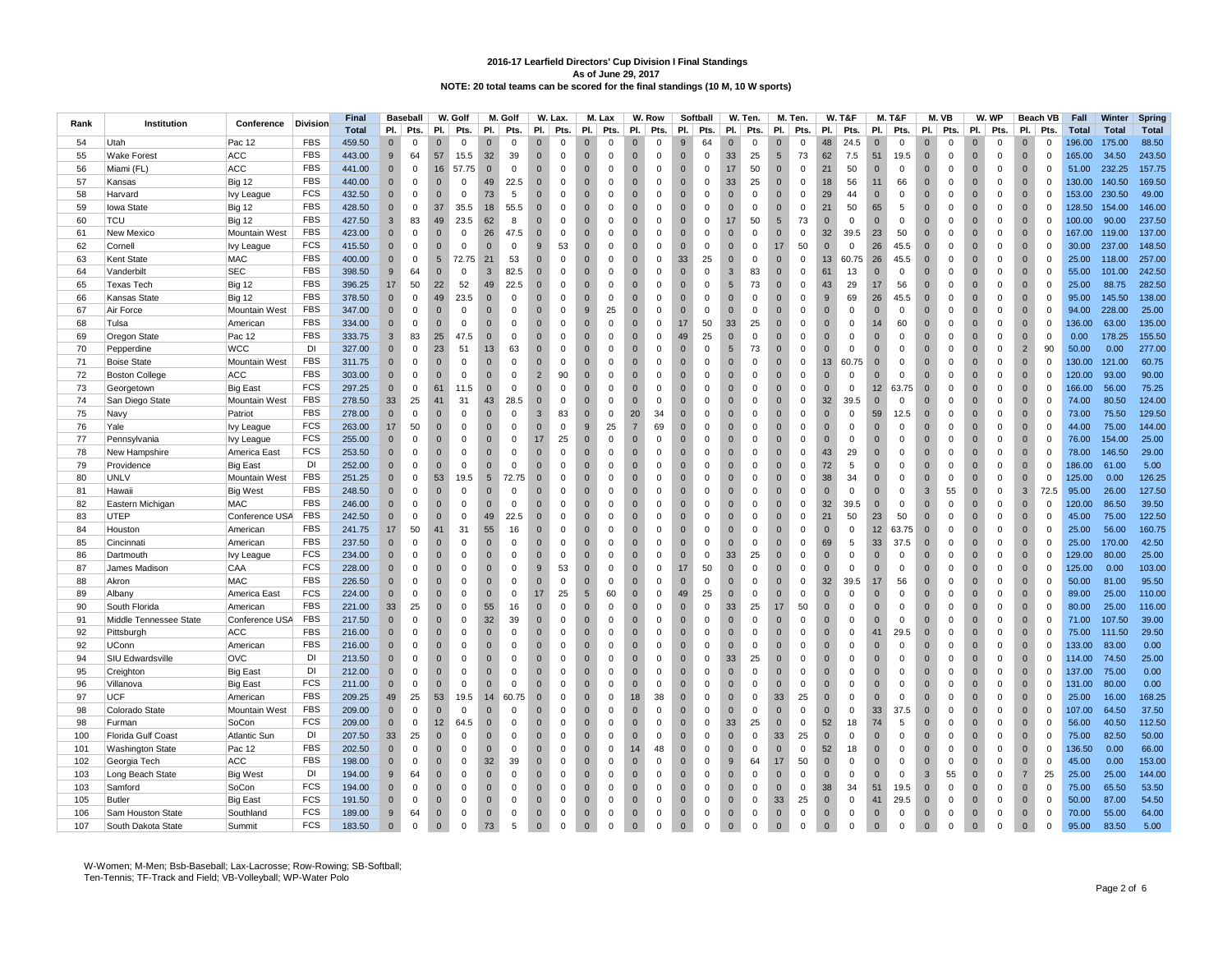**2016-17 Learfield Directors' Cup Division I Final Standings**
**As of June 29, 2017**
**NOTE: 20 total teams can be scored for the final standings (10 M, 10 W sports)**

| Rank | Institution | Conference | Division | Final | Baseball | | W. Golf | | M. Golf | | W. Lax. | | M. Lax | | W. Row | | Softball | | W. Ten. | | M. Ten. | | W. T&F | | M. T&F | | M. VB | | W. WP | | Beach VB | | Fall | Winter | Spring |
|---|---|---|---|---|---|---|---|---|---|---|---|---|---|---|---|---|---|---|---|---|---|---|---|---|---|---|---|---|---|---|---|---|---|---|---|---|
| | | | | Total | Pl. | Pts. | Pl. | Pts. | Pl. | Pts. | Pl. | Pts. | Pl. | Pts. | Pl. | Pts. | Pl. | Pts. | Pl. | Pts. | Pl. | Pts. | Pl. | Pts. | Pl. | Pts. | Pl. | Pts. | Pl. | Pts. | Pl. | Pts. | Total | Total | Total |
| 54 | Utah | Pac 12 | FBS | 459.50 | 0 | 0 | 0 | 0 | 0 | 0 | 0 | 0 | 0 | 0 | 0 | 0 | 9 | 64 | 0 | 0 | 0 | 0 | 48 | 24.5 | 0 | 0 | 0 | 0 | 0 | 0 | 0 | 0 | 196.00 | 175.00 | 88.50 |
| 55 | Wake Forest | ACC | FBS | 443.00 | 9 | 64 | 57 | 15.5 | 32 | 39 | 0 | 0 | 0 | 0 | 0 | 0 | 0 | 0 | 33 | 25 | 5 | 73 | 62 | 7.5 | 51 | 19.5 | 0 | 0 | 0 | 0 | 0 | 0 | 165.00 | 34.50 | 243.50 |
| 56 | Miami (FL) | ACC | FBS | 441.00 | 0 | 0 | 16 | 57.75 | 0 | 0 | 0 | 0 | 0 | 0 | 0 | 0 | 0 | 0 | 17 | 50 | 0 | 0 | 21 | 50 | 0 | 0 | 0 | 0 | 0 | 0 | 0 | 0 | 51.00 | 232.25 | 157.75 |
| 57 | Kansas | Big 12 | FBS | 440.00 | 0 | 0 | 0 | 0 | 49 | 22.5 | 0 | 0 | 0 | 0 | 0 | 0 | 0 | 0 | 33 | 25 | 0 | 0 | 18 | 56 | 11 | 66 | 0 | 0 | 0 | 0 | 0 | 0 | 130.00 | 140.50 | 169.50 |
| 58 | Harvard | Ivy League | FCS | 432.50 | 0 | 0 | 0 | 0 | 73 | 5 | 0 | 0 | 0 | 0 | 0 | 0 | 0 | 0 | 0 | 0 | 0 | 0 | 29 | 44 | 0 | 0 | 0 | 0 | 0 | 0 | 0 | 0 | 153.00 | 230.50 | 49.00 |
| 59 | Iowa State | Big 12 | FBS | 428.50 | 0 | 0 | 37 | 35.5 | 18 | 55.5 | 0 | 0 | 0 | 0 | 0 | 0 | 0 | 0 | 0 | 0 | 0 | 0 | 21 | 50 | 65 | 5 | 0 | 0 | 0 | 0 | 0 | 0 | 128.50 | 154.00 | 146.00 |
| 60 | TCU | Big 12 | FBS | 427.50 | 3 | 83 | 49 | 23.5 | 62 | 8 | 0 | 0 | 0 | 0 | 0 | 0 | 0 | 0 | 17 | 50 | 5 | 73 | 0 | 0 | 0 | 0 | 0 | 0 | 0 | 0 | 0 | 0 | 100.00 | 90.00 | 237.50 |
| 61 | New Mexico | Mountain West | FBS | 423.00 | 0 | 0 | 0 | 0 | 26 | 47.5 | 0 | 0 | 0 | 0 | 0 | 0 | 0 | 0 | 0 | 0 | 0 | 0 | 32 | 39.5 | 23 | 50 | 0 | 0 | 0 | 0 | 0 | 0 | 167.00 | 119.00 | 137.00 |
| 62 | Cornell | Ivy League | FCS | 415.50 | 0 | 0 | 0 | 0 | 0 | 0 | 9 | 53 | 0 | 0 | 0 | 0 | 0 | 0 | 0 | 0 | 17 | 50 | 0 | 0 | 26 | 45.5 | 0 | 0 | 0 | 0 | 0 | 0 | 30.00 | 237.00 | 148.50 |
| 63 | Kent State | MAC | FBS | 400.00 | 0 | 0 | 5 | 72.75 | 21 | 53 | 0 | 0 | 0 | 0 | 0 | 0 | 33 | 25 | 0 | 0 | 0 | 0 | 13 | 60.75 | 26 | 45.5 | 0 | 0 | 0 | 0 | 0 | 0 | 25.00 | 118.00 | 257.00 |
| 64 | Vanderbilt | SEC | FBS | 398.50 | 9 | 64 | 0 | 0 | 3 | 82.5 | 0 | 0 | 0 | 0 | 0 | 0 | 0 | 0 | 3 | 83 | 0 | 0 | 61 | 13 | 0 | 0 | 0 | 0 | 0 | 0 | 0 | 0 | 55.00 | 101.00 | 242.50 |
| 65 | Texas Tech | Big 12 | FBS | 396.25 | 17 | 50 | 22 | 52 | 49 | 22.5 | 0 | 0 | 0 | 0 | 0 | 0 | 0 | 0 | 5 | 73 | 0 | 0 | 43 | 29 | 17 | 56 | 0 | 0 | 0 | 0 | 0 | 0 | 25.00 | 88.75 | 282.50 |
| 66 | Kansas State | Big 12 | FBS | 378.50 | 0 | 0 | 49 | 23.5 | 0 | 0 | 0 | 0 | 0 | 0 | 0 | 0 | 0 | 0 | 0 | 0 | 0 | 0 | 9 | 69 | 26 | 45.5 | 0 | 0 | 0 | 0 | 0 | 0 | 95.00 | 145.50 | 138.00 |
| 67 | Air Force | Mountain West | FBS | 347.00 | 0 | 0 | 0 | 0 | 0 | 0 | 0 | 0 | 9 | 25 | 0 | 0 | 0 | 0 | 0 | 0 | 0 | 0 | 0 | 0 | 0 | 0 | 0 | 0 | 0 | 0 | 0 | 0 | 94.00 | 228.00 | 25.00 |
| 68 | Tulsa | American | FBS | 334.00 | 0 | 0 | 0 | 0 | 0 | 0 | 0 | 0 | 0 | 0 | 0 | 0 | 17 | 50 | 33 | 25 | 0 | 0 | 0 | 0 | 14 | 60 | 0 | 0 | 0 | 0 | 0 | 0 | 136.00 | 63.00 | 135.00 |
| 69 | Oregon State | Pac 12 | FBS | 333.75 | 3 | 83 | 25 | 47.5 | 0 | 0 | 0 | 0 | 0 | 0 | 0 | 0 | 49 | 25 | 0 | 0 | 0 | 0 | 0 | 0 | 0 | 0 | 0 | 0 | 0 | 0 | 0 | 0 | 0.00 | 178.25 | 155.50 |
| 70 | Pepperdine | WCC | DI | 327.00 | 0 | 0 | 23 | 51 | 13 | 63 | 0 | 0 | 0 | 0 | 0 | 0 | 0 | 0 | 5 | 73 | 0 | 0 | 0 | 0 | 0 | 0 | 0 | 0 | 0 | 0 | 2 | 90 | 50.00 | 0.00 | 277.00 |
| 71 | Boise State | Mountain West | FBS | 311.75 | 0 | 0 | 0 | 0 | 0 | 0 | 0 | 0 | 0 | 0 | 0 | 0 | 0 | 0 | 0 | 0 | 0 | 0 | 13 | 60.75 | 0 | 0 | 0 | 0 | 0 | 0 | 0 | 0 | 130.00 | 121.00 | 60.75 |
| 72 | Boston College | ACC | FBS | 303.00 | 0 | 0 | 0 | 0 | 0 | 0 | 2 | 90 | 0 | 0 | 0 | 0 | 0 | 0 | 0 | 0 | 0 | 0 | 0 | 0 | 0 | 0 | 0 | 0 | 0 | 0 | 0 | 0 | 120.00 | 93.00 | 90.00 |
| 73 | Georgetown | Big East | FCS | 297.25 | 0 | 0 | 61 | 11.5 | 0 | 0 | 0 | 0 | 0 | 0 | 0 | 0 | 0 | 0 | 0 | 0 | 0 | 0 | 0 | 0 | 12 | 63.75 | 0 | 0 | 0 | 0 | 0 | 0 | 166.00 | 56.00 | 75.25 |
| 74 | San Diego State | Mountain West | FBS | 278.50 | 33 | 25 | 41 | 31 | 43 | 28.5 | 0 | 0 | 0 | 0 | 0 | 0 | 0 | 0 | 0 | 0 | 0 | 0 | 32 | 39.5 | 0 | 0 | 0 | 0 | 0 | 0 | 0 | 0 | 74.00 | 80.50 | 124.00 |
| 75 | Navy | Patriot | FBS | 278.00 | 0 | 0 | 0 | 0 | 0 | 0 | 3 | 83 | 0 | 0 | 20 | 34 | 0 | 0 | 0 | 0 | 0 | 0 | 0 | 0 | 59 | 12.5 | 0 | 0 | 0 | 0 | 0 | 0 | 73.00 | 75.50 | 129.50 |
| 76 | Yale | Ivy League | FCS | 263.00 | 17 | 50 | 0 | 0 | 0 | 0 | 0 | 0 | 9 | 25 | 7 | 69 | 0 | 0 | 0 | 0 | 0 | 0 | 0 | 0 | 0 | 0 | 0 | 0 | 0 | 0 | 0 | 0 | 44.00 | 75.00 | 144.00 |
| 77 | Pennsylvania | Ivy League | FCS | 255.00 | 0 | 0 | 0 | 0 | 0 | 0 | 17 | 25 | 0 | 0 | 0 | 0 | 0 | 0 | 0 | 0 | 0 | 0 | 0 | 0 | 0 | 0 | 0 | 0 | 0 | 0 | 0 | 0 | 76.00 | 154.00 | 25.00 |
| 78 | New Hampshire | America East | FCS | 253.50 | 0 | 0 | 0 | 0 | 0 | 0 | 0 | 0 | 0 | 0 | 0 | 0 | 0 | 0 | 0 | 0 | 0 | 0 | 43 | 29 | 0 | 0 | 0 | 0 | 0 | 0 | 0 | 0 | 78.00 | 146.50 | 29.00 |
| 79 | Providence | Big East | DI | 252.00 | 0 | 0 | 0 | 0 | 0 | 0 | 0 | 0 | 0 | 0 | 0 | 0 | 0 | 0 | 0 | 0 | 0 | 0 | 72 | 5 | 0 | 0 | 0 | 0 | 0 | 0 | 0 | 0 | 186.00 | 61.00 | 5.00 |
| 80 | UNLV | Mountain West | FBS | 251.25 | 0 | 0 | 53 | 19.5 | 5 | 72.75 | 0 | 0 | 0 | 0 | 0 | 0 | 0 | 0 | 0 | 0 | 0 | 0 | 38 | 34 | 0 | 0 | 0 | 0 | 0 | 0 | 0 | 0 | 125.00 | 0.00 | 126.25 |
| 81 | Hawaii | Big West | FBS | 248.50 | 0 | 0 | 0 | 0 | 0 | 0 | 0 | 0 | 0 | 0 | 0 | 0 | 0 | 0 | 0 | 0 | 0 | 0 | 0 | 0 | 0 | 0 | 3 | 55 | 0 | 0 | 3 | 72.5 | 95.00 | 26.00 | 127.50 |
| 82 | Eastern Michigan | MAC | FBS | 246.00 | 0 | 0 | 0 | 0 | 0 | 0 | 0 | 0 | 0 | 0 | 0 | 0 | 0 | 0 | 0 | 0 | 0 | 0 | 32 | 39.5 | 0 | 0 | 0 | 0 | 0 | 0 | 0 | 0 | 120.00 | 86.50 | 39.50 |
| 83 | UTEP | Conference USA | FBS | 242.50 | 0 | 0 | 0 | 0 | 49 | 22.5 | 0 | 0 | 0 | 0 | 0 | 0 | 0 | 0 | 0 | 0 | 0 | 0 | 21 | 50 | 23 | 50 | 0 | 0 | 0 | 0 | 0 | 0 | 45.00 | 75.00 | 122.50 |
| 84 | Houston | American | FBS | 241.75 | 17 | 50 | 41 | 31 | 55 | 16 | 0 | 0 | 0 | 0 | 0 | 0 | 0 | 0 | 0 | 0 | 0 | 0 | 0 | 0 | 12 | 63.75 | 0 | 0 | 0 | 0 | 0 | 0 | 25.00 | 56.00 | 160.75 |
| 85 | Cincinnati | American | FBS | 237.50 | 0 | 0 | 0 | 0 | 0 | 0 | 0 | 0 | 0 | 0 | 0 | 0 | 0 | 0 | 0 | 0 | 0 | 0 | 69 | 5 | 33 | 37.5 | 0 | 0 | 0 | 0 | 0 | 0 | 25.00 | 170.00 | 42.50 |
| 86 | Dartmouth | Ivy League | FCS | 234.00 | 0 | 0 | 0 | 0 | 0 | 0 | 0 | 0 | 0 | 0 | 0 | 0 | 0 | 0 | 33 | 25 | 0 | 0 | 0 | 0 | 0 | 0 | 0 | 0 | 0 | 0 | 0 | 0 | 129.00 | 80.00 | 25.00 |
| 87 | James Madison | CAA | FCS | 228.00 | 0 | 0 | 0 | 0 | 0 | 0 | 9 | 53 | 0 | 0 | 0 | 0 | 17 | 50 | 0 | 0 | 0 | 0 | 0 | 0 | 0 | 0 | 0 | 0 | 0 | 0 | 0 | 0 | 125.00 | 0.00 | 103.00 |
| 88 | Akron | MAC | FBS | 226.50 | 0 | 0 | 0 | 0 | 0 | 0 | 0 | 0 | 0 | 0 | 0 | 0 | 0 | 0 | 0 | 0 | 0 | 0 | 32 | 39.5 | 17 | 56 | 0 | 0 | 0 | 0 | 0 | 0 | 50.00 | 81.00 | 95.50 |
| 89 | Albany | America East | FCS | 224.00 | 0 | 0 | 0 | 0 | 0 | 0 | 17 | 25 | 5 | 60 | 0 | 0 | 49 | 25 | 0 | 0 | 0 | 0 | 0 | 0 | 0 | 0 | 0 | 0 | 0 | 0 | 0 | 0 | 89.00 | 25.00 | 110.00 |
| 90 | South Florida | American | FBS | 221.00 | 33 | 25 | 0 | 0 | 55 | 16 | 0 | 0 | 0 | 0 | 0 | 0 | 0 | 0 | 33 | 25 | 17 | 50 | 0 | 0 | 0 | 0 | 0 | 0 | 0 | 0 | 0 | 0 | 80.00 | 25.00 | 116.00 |
| 91 | Middle Tennessee State | Conference USA | FBS | 217.50 | 0 | 0 | 0 | 0 | 32 | 39 | 0 | 0 | 0 | 0 | 0 | 0 | 0 | 0 | 0 | 0 | 0 | 0 | 0 | 0 | 0 | 0 | 0 | 0 | 0 | 0 | 0 | 0 | 71.00 | 107.50 | 39.00 |
| 92 | Pittsburgh | ACC | FBS | 216.00 | 0 | 0 | 0 | 0 | 0 | 0 | 0 | 0 | 0 | 0 | 0 | 0 | 0 | 0 | 0 | 0 | 0 | 0 | 0 | 0 | 41 | 29.5 | 0 | 0 | 0 | 0 | 0 | 0 | 75.00 | 111.50 | 29.50 |
| 92 | UConn | American | FBS | 216.00 | 0 | 0 | 0 | 0 | 0 | 0 | 0 | 0 | 0 | 0 | 0 | 0 | 0 | 0 | 0 | 0 | 0 | 0 | 0 | 0 | 0 | 0 | 0 | 0 | 0 | 0 | 0 | 0 | 133.00 | 83.00 | 0.00 |
| 94 | SIU Edwardsville | OVC | DI | 213.50 | 0 | 0 | 0 | 0 | 0 | 0 | 0 | 0 | 0 | 0 | 0 | 0 | 0 | 0 | 33 | 25 | 0 | 0 | 0 | 0 | 0 | 0 | 0 | 0 | 0 | 0 | 0 | 0 | 114.00 | 74.50 | 25.00 |
| 95 | Creighton | Big East | DI | 212.00 | 0 | 0 | 0 | 0 | 0 | 0 | 0 | 0 | 0 | 0 | 0 | 0 | 0 | 0 | 0 | 0 | 0 | 0 | 0 | 0 | 0 | 0 | 0 | 0 | 0 | 0 | 0 | 0 | 137.00 | 75.00 | 0.00 |
| 96 | Villanova | Big East | FCS | 211.00 | 0 | 0 | 0 | 0 | 0 | 0 | 0 | 0 | 0 | 0 | 0 | 0 | 0 | 0 | 0 | 0 | 0 | 0 | 0 | 0 | 0 | 0 | 0 | 0 | 0 | 0 | 0 | 0 | 131.00 | 80.00 | 0.00 |
| 97 | UCF | American | FBS | 209.25 | 49 | 25 | 53 | 19.5 | 14 | 60.75 | 0 | 0 | 0 | 0 | 18 | 38 | 0 | 0 | 0 | 0 | 33 | 25 | 0 | 0 | 0 | 0 | 0 | 0 | 0 | 0 | 0 | 0 | 25.00 | 16.00 | 168.25 |
| 98 | Colorado State | Mountain West | FBS | 209.00 | 0 | 0 | 0 | 0 | 0 | 0 | 0 | 0 | 0 | 0 | 0 | 0 | 0 | 0 | 0 | 0 | 0 | 0 | 0 | 0 | 33 | 37.5 | 0 | 0 | 0 | 0 | 0 | 0 | 107.00 | 64.50 | 37.50 |
| 98 | Furman | SoCon | FCS | 209.00 | 0 | 0 | 12 | 64.5 | 0 | 0 | 0 | 0 | 0 | 0 | 0 | 0 | 0 | 0 | 33 | 25 | 0 | 0 | 52 | 18 | 74 | 5 | 0 | 0 | 0 | 0 | 0 | 0 | 56.00 | 40.50 | 112.50 |
| 100 | Florida Gulf Coast | Atlantic Sun | DI | 207.50 | 33 | 25 | 0 | 0 | 0 | 0 | 0 | 0 | 0 | 0 | 0 | 0 | 0 | 0 | 0 | 0 | 33 | 25 | 0 | 0 | 0 | 0 | 0 | 0 | 0 | 0 | 0 | 0 | 75.00 | 82.50 | 50.00 |
| 101 | Washington State | Pac 12 | FBS | 202.50 | 0 | 0 | 0 | 0 | 0 | 0 | 0 | 0 | 0 | 0 | 14 | 48 | 0 | 0 | 0 | 0 | 0 | 0 | 52 | 18 | 0 | 0 | 0 | 0 | 0 | 0 | 0 | 0 | 136.50 | 0.00 | 66.00 |
| 102 | Georgia Tech | ACC | FBS | 198.00 | 0 | 0 | 0 | 0 | 32 | 39 | 0 | 0 | 0 | 0 | 0 | 0 | 0 | 0 | 9 | 64 | 17 | 50 | 0 | 0 | 0 | 0 | 0 | 0 | 0 | 0 | 0 | 0 | 45.00 | 0.00 | 153.00 |
| 103 | Long Beach State | Big West | DI | 194.00 | 9 | 64 | 0 | 0 | 0 | 0 | 0 | 0 | 0 | 0 | 0 | 0 | 0 | 0 | 0 | 0 | 0 | 0 | 0 | 0 | 0 | 0 | 3 | 55 | 0 | 0 | 7 | 25 | 25.00 | 25.00 | 144.00 |
| 103 | Samford | SoCon | FCS | 194.00 | 0 | 0 | 0 | 0 | 0 | 0 | 0 | 0 | 0 | 0 | 0 | 0 | 0 | 0 | 0 | 0 | 0 | 0 | 38 | 34 | 51 | 19.5 | 0 | 0 | 0 | 0 | 0 | 0 | 75.00 | 65.50 | 53.50 |
| 105 | Butler | Big East | FCS | 191.50 | 0 | 0 | 0 | 0 | 0 | 0 | 0 | 0 | 0 | 0 | 0 | 0 | 0 | 0 | 0 | 0 | 33 | 25 | 0 | 0 | 41 | 29.5 | 0 | 0 | 0 | 0 | 0 | 0 | 50.00 | 87.00 | 54.50 |
| 106 | Sam Houston State | Southland | FCS | 189.00 | 9 | 64 | 0 | 0 | 0 | 0 | 0 | 0 | 0 | 0 | 0 | 0 | 0 | 0 | 0 | 0 | 0 | 0 | 0 | 0 | 0 | 0 | 0 | 0 | 0 | 0 | 0 | 0 | 70.00 | 55.00 | 64.00 |
| 107 | South Dakota State | Summit | FCS | 183.50 | 0 | 0 | 0 | 0 | 73 | 5 | 0 | 0 | 0 | 0 | 0 | 0 | 0 | 0 | 0 | 0 | 0 | 0 | 0 | 0 | 0 | 0 | 0 | 0 | 0 | 0 | 0 | 0 | 95.00 | 83.50 | 5.00 |

W-Women; M-Men; Bsb-Baseball; Lax-Lacrosse; Row-Rowing; SB-Softball;
Ten-Tennis; TF-Track and Field; VB-Volleyball; WP-Water Polo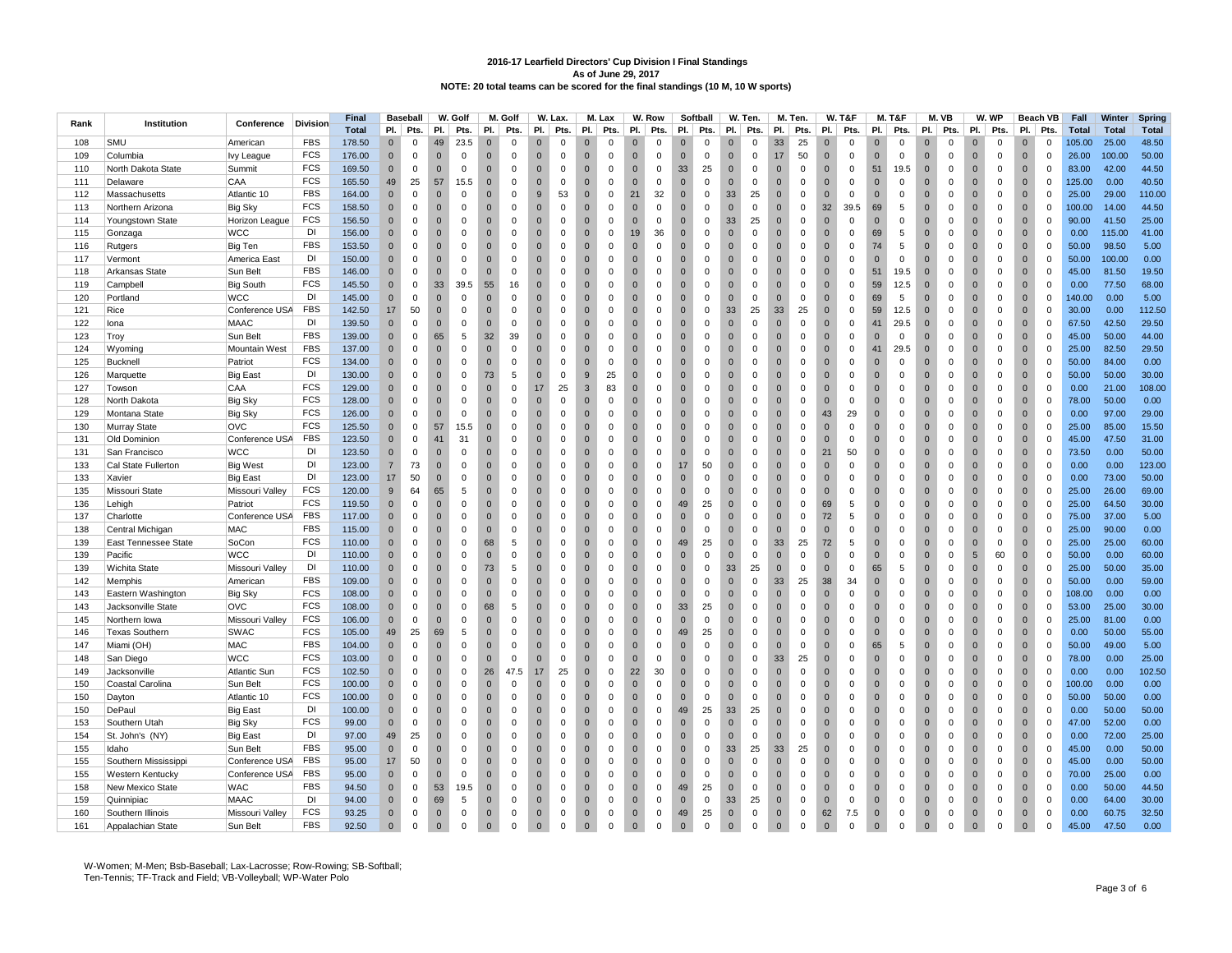**2016-17 Learfield Directors' Cup Division I Final Standings**
**As of June 29, 2017**
**NOTE: 20 total teams can be scored for the final standings (10 M, 10 W sports)**

| Rank | Institution | Conference | Division | Final | Baseball | | W. Golf | | M. Golf | | W. Lax. | | M. Lax | | W. Row | | Softball | | W. Ten. | | M. Ten. | | W. T&F | | M. T&F | | M. VB | | W. WP | | Beach VB | | Fall | Winter | Spring |
|---|---|---|---|---|---|---|---|---|---|---|---|---|---|---|---|---|---|---|---|---|---|---|---|---|---|---|---|---|---|---|---|---|---|---|---|
| | | | | Total | Pl. | Pts. | Pl. | Pts. | Pl. | Pts. | Pl. | Pts. | Pl. | Pts. | Pl. | Pts. | Pl. | Pts. | Pl. | Pts. | Pl. | Pts. | Pl. | Pts. | Pl. | Pts. | Pl. | Pts. | Pl. | Pts. | Pl. | Pts. | Total | Total | Total |
| 108 | SMU | American | FBS | 178.50 | 0 | 0 | 49 | 23.5 | 0 | 0 | 0 | 0 | 0 | 0 | 0 | 0 | 0 | 0 | 0 | 0 | 33 | 25 | 0 | 0 | 0 | 0 | 0 | 0 | 0 | 0 | 0 | 0 | 105.00 | 25.00 | 48.50 |
| 109 | Columbia | Ivy League | FCS | 176.00 | 0 | 0 | 0 | 0 | 0 | 0 | 0 | 0 | 0 | 0 | 0 | 0 | 0 | 0 | 0 | 0 | 17 | 50 | 0 | 0 | 0 | 0 | 0 | 0 | 0 | 0 | 0 | 0 | 26.00 | 100.00 | 50.00 |
| 110 | North Dakota State | Summit | FCS | 169.50 | 0 | 0 | 0 | 0 | 0 | 0 | 0 | 0 | 0 | 0 | 0 | 0 | 33 | 25 | 0 | 0 | 0 | 0 | 0 | 0 | 51 | 19.5 | 0 | 0 | 0 | 0 | 0 | 0 | 83.00 | 42.00 | 44.50 |
| 111 | Delaware | CAA | FCS | 165.50 | 49 | 25 | 57 | 15.5 | 0 | 0 | 0 | 0 | 0 | 0 | 0 | 0 | 0 | 0 | 0 | 0 | 0 | 0 | 0 | 0 | 0 | 0 | 0 | 0 | 0 | 0 | 0 | 0 | 125.00 | 0.00 | 40.50 |
| 112 | Massachusetts | Atlantic 10 | FBS | 164.00 | 0 | 0 | 0 | 0 | 0 | 0 | 9 | 53 | 0 | 0 | 21 | 32 | 0 | 0 | 33 | 25 | 0 | 0 | 0 | 0 | 0 | 0 | 0 | 0 | 0 | 0 | 0 | 0 | 25.00 | 29.00 | 110.00 |
| 113 | Northern Arizona | Big Sky | FCS | 158.50 | 0 | 0 | 0 | 0 | 0 | 0 | 0 | 0 | 0 | 0 | 0 | 0 | 0 | 0 | 0 | 0 | 0 | 0 | 32 | 39.5 | 69 | 5 | 0 | 0 | 0 | 0 | 0 | 0 | 100.00 | 14.00 | 44.50 |
| 114 | Youngstown State | Horizon League | FCS | 156.50 | 0 | 0 | 0 | 0 | 0 | 0 | 0 | 0 | 0 | 0 | 0 | 0 | 0 | 0 | 33 | 25 | 0 | 0 | 0 | 0 | 0 | 0 | 0 | 0 | 0 | 0 | 0 | 0 | 90.00 | 41.50 | 25.00 |
| 115 | Gonzaga | WCC | DI | 156.00 | 0 | 0 | 0 | 0 | 0 | 0 | 0 | 0 | 0 | 0 | 19 | 36 | 0 | 0 | 0 | 0 | 0 | 0 | 0 | 0 | 69 | 5 | 0 | 0 | 0 | 0 | 0 | 0 | 0.00 | 115.00 | 41.00 |
| 116 | Rutgers | Big Ten | FBS | 153.50 | 0 | 0 | 0 | 0 | 0 | 0 | 0 | 0 | 0 | 0 | 0 | 0 | 0 | 0 | 0 | 0 | 0 | 0 | 0 | 0 | 74 | 5 | 0 | 0 | 0 | 0 | 0 | 0 | 50.00 | 98.50 | 5.00 |
| 117 | Vermont | America East | DI | 150.00 | 0 | 0 | 0 | 0 | 0 | 0 | 0 | 0 | 0 | 0 | 0 | 0 | 0 | 0 | 0 | 0 | 0 | 0 | 0 | 0 | 0 | 0 | 0 | 0 | 0 | 0 | 0 | 0 | 50.00 | 100.00 | 0.00 |
| 118 | Arkansas State | Sun Belt | FBS | 146.00 | 0 | 0 | 0 | 0 | 0 | 0 | 0 | 0 | 0 | 0 | 0 | 0 | 0 | 0 | 0 | 0 | 0 | 0 | 0 | 0 | 51 | 19.5 | 0 | 0 | 0 | 0 | 0 | 0 | 45.00 | 81.50 | 19.50 |
| 119 | Campbell | Big South | FCS | 145.50 | 0 | 0 | 33 | 39.5 | 55 | 16 | 0 | 0 | 0 | 0 | 0 | 0 | 0 | 0 | 0 | 0 | 0 | 0 | 0 | 0 | 59 | 12.5 | 0 | 0 | 0 | 0 | 0 | 0 | 0.00 | 77.50 | 68.00 |
| 120 | Portland | WCC | DI | 145.00 | 0 | 0 | 0 | 0 | 0 | 0 | 0 | 0 | 0 | 0 | 0 | 0 | 0 | 0 | 0 | 0 | 0 | 0 | 0 | 0 | 69 | 5 | 0 | 0 | 0 | 0 | 0 | 0 | 140.00 | 0.00 | 5.00 |
| 121 | Rice | Conference USA | FBS | 142.50 | 17 | 50 | 0 | 0 | 0 | 0 | 0 | 0 | 0 | 0 | 0 | 0 | 0 | 0 | 33 | 25 | 33 | 25 | 0 | 0 | 59 | 12.5 | 0 | 0 | 0 | 0 | 0 | 0 | 30.00 | 0.00 | 112.50 |
| 122 | Iona | MAAC | DI | 139.50 | 0 | 0 | 0 | 0 | 0 | 0 | 0 | 0 | 0 | 0 | 0 | 0 | 0 | 0 | 0 | 0 | 0 | 0 | 0 | 0 | 41 | 29.5 | 0 | 0 | 0 | 0 | 0 | 0 | 67.50 | 42.50 | 29.50 |
| 123 | Troy | Sun Belt | FBS | 139.00 | 0 | 0 | 65 | 5 | 32 | 39 | 0 | 0 | 0 | 0 | 0 | 0 | 0 | 0 | 0 | 0 | 0 | 0 | 0 | 0 | 0 | 0 | 0 | 0 | 0 | 0 | 0 | 0 | 45.00 | 50.00 | 44.00 |
| 124 | Wyoming | Mountain West | FBS | 137.00 | 0 | 0 | 0 | 0 | 0 | 0 | 0 | 0 | 0 | 0 | 0 | 0 | 0 | 0 | 0 | 0 | 0 | 0 | 0 | 0 | 41 | 29.5 | 0 | 0 | 0 | 0 | 0 | 0 | 25.00 | 82.50 | 29.50 |
| 125 | Bucknell | Patriot | FCS | 134.00 | 0 | 0 | 0 | 0 | 0 | 0 | 0 | 0 | 0 | 0 | 0 | 0 | 0 | 0 | 0 | 0 | 0 | 0 | 0 | 0 | 0 | 0 | 0 | 0 | 0 | 0 | 0 | 0 | 50.00 | 84.00 | 0.00 |
| 126 | Marquette | Big East | DI | 130.00 | 0 | 0 | 0 | 0 | 73 | 5 | 0 | 0 | 9 | 25 | 0 | 0 | 0 | 0 | 0 | 0 | 0 | 0 | 0 | 0 | 0 | 0 | 0 | 0 | 0 | 0 | 0 | 0 | 50.00 | 50.00 | 30.00 |
| 127 | Towson | CAA | FCS | 129.00 | 0 | 0 | 0 | 0 | 0 | 0 | 17 | 25 | 3 | 83 | 0 | 0 | 0 | 0 | 0 | 0 | 0 | 0 | 0 | 0 | 0 | 0 | 0 | 0 | 0 | 0 | 0 | 0 | 0.00 | 21.00 | 108.00 |
| 128 | North Dakota | Big Sky | FCS | 128.00 | 0 | 0 | 0 | 0 | 0 | 0 | 0 | 0 | 0 | 0 | 0 | 0 | 0 | 0 | 0 | 0 | 0 | 0 | 0 | 0 | 0 | 0 | 0 | 0 | 0 | 0 | 0 | 0 | 78.00 | 50.00 | 0.00 |
| 129 | Montana State | Big Sky | FCS | 126.00 | 0 | 0 | 0 | 0 | 0 | 0 | 0 | 0 | 0 | 0 | 0 | 0 | 0 | 0 | 0 | 0 | 0 | 0 | 43 | 29 | 0 | 0 | 0 | 0 | 0 | 0 | 0 | 0 | 0.00 | 97.00 | 29.00 |
| 130 | Murray State | OVC | FCS | 125.50 | 0 | 0 | 57 | 15.5 | 0 | 0 | 0 | 0 | 0 | 0 | 0 | 0 | 0 | 0 | 0 | 0 | 0 | 0 | 0 | 0 | 0 | 0 | 0 | 0 | 0 | 0 | 0 | 0 | 25.00 | 85.00 | 15.50 |
| 131 | Old Dominion | Conference USA | FBS | 123.50 | 0 | 0 | 41 | 31 | 0 | 0 | 0 | 0 | 0 | 0 | 0 | 0 | 0 | 0 | 0 | 0 | 0 | 0 | 0 | 0 | 0 | 0 | 0 | 0 | 0 | 0 | 0 | 0 | 45.00 | 47.50 | 31.00 |
| 131 | San Francisco | WCC | DI | 123.50 | 0 | 0 | 0 | 0 | 0 | 0 | 0 | 0 | 0 | 0 | 0 | 0 | 0 | 0 | 0 | 0 | 0 | 0 | 21 | 50 | 0 | 0 | 0 | 0 | 0 | 0 | 0 | 0 | 73.50 | 0.00 | 50.00 |
| 133 | Cal State Fullerton | Big West | DI | 123.00 | 7 | 73 | 0 | 0 | 0 | 0 | 0 | 0 | 0 | 0 | 0 | 0 | 17 | 50 | 0 | 0 | 0 | 0 | 0 | 0 | 0 | 0 | 0 | 0 | 0 | 0 | 0 | 0 | 0.00 | 0.00 | 123.00 |
| 133 | Xavier | Big East | DI | 123.00 | 17 | 50 | 0 | 0 | 0 | 0 | 0 | 0 | 0 | 0 | 0 | 0 | 0 | 0 | 0 | 0 | 0 | 0 | 0 | 0 | 0 | 0 | 0 | 0 | 0 | 0 | 0 | 0 | 0.00 | 73.00 | 50.00 |
| 135 | Missouri State | Missouri Valley | FCS | 120.00 | 9 | 64 | 65 | 5 | 0 | 0 | 0 | 0 | 0 | 0 | 0 | 0 | 0 | 0 | 0 | 0 | 0 | 0 | 0 | 0 | 0 | 0 | 0 | 0 | 0 | 0 | 0 | 0 | 25.00 | 26.00 | 69.00 |
| 136 | Lehigh | Patriot | FCS | 119.50 | 0 | 0 | 0 | 0 | 0 | 0 | 0 | 0 | 0 | 0 | 0 | 0 | 49 | 25 | 0 | 0 | 0 | 0 | 69 | 5 | 0 | 0 | 0 | 0 | 0 | 0 | 0 | 0 | 25.00 | 64.50 | 30.00 |
| 137 | Charlotte | Conference USA | FBS | 117.00 | 0 | 0 | 0 | 0 | 0 | 0 | 0 | 0 | 0 | 0 | 0 | 0 | 0 | 0 | 0 | 0 | 0 | 0 | 72 | 5 | 0 | 0 | 0 | 0 | 0 | 0 | 0 | 0 | 75.00 | 37.00 | 5.00 |
| 138 | Central Michigan | MAC | FBS | 115.00 | 0 | 0 | 0 | 0 | 0 | 0 | 0 | 0 | 0 | 0 | 0 | 0 | 0 | 0 | 0 | 0 | 0 | 0 | 0 | 0 | 0 | 0 | 0 | 0 | 0 | 0 | 0 | 0 | 25.00 | 90.00 | 0.00 |
| 139 | East Tennessee State | SoCon | FCS | 110.00 | 0 | 0 | 0 | 0 | 68 | 5 | 0 | 0 | 0 | 0 | 0 | 0 | 49 | 25 | 0 | 0 | 33 | 25 | 72 | 5 | 0 | 0 | 0 | 0 | 0 | 0 | 0 | 0 | 25.00 | 25.00 | 60.00 |
| 139 | Pacific | WCC | DI | 110.00 | 0 | 0 | 0 | 0 | 0 | 0 | 0 | 0 | 0 | 0 | 0 | 0 | 0 | 0 | 0 | 0 | 0 | 0 | 0 | 0 | 0 | 0 | 0 | 0 | 5 | 60 | 0 | 0 | 50.00 | 0.00 | 60.00 |
| 139 | Wichita State | Missouri Valley | DI | 110.00 | 0 | 0 | 0 | 0 | 73 | 5 | 0 | 0 | 0 | 0 | 0 | 0 | 0 | 0 | 33 | 25 | 0 | 0 | 0 | 0 | 65 | 5 | 0 | 0 | 0 | 0 | 0 | 0 | 25.00 | 50.00 | 35.00 |
| 142 | Memphis | American | FBS | 109.00 | 0 | 0 | 0 | 0 | 0 | 0 | 0 | 0 | 0 | 0 | 0 | 0 | 0 | 0 | 0 | 0 | 33 | 25 | 38 | 34 | 0 | 0 | 0 | 0 | 0 | 0 | 0 | 0 | 50.00 | 0.00 | 59.00 |
| 143 | Eastern Washington | Big Sky | FCS | 108.00 | 0 | 0 | 0 | 0 | 0 | 0 | 0 | 0 | 0 | 0 | 0 | 0 | 0 | 0 | 0 | 0 | 0 | 0 | 0 | 0 | 0 | 0 | 0 | 0 | 0 | 0 | 0 | 0 | 108.00 | 0.00 | 0.00 |
| 143 | Jacksonville State | OVC | FCS | 108.00 | 0 | 0 | 0 | 0 | 68 | 5 | 0 | 0 | 0 | 0 | 0 | 0 | 33 | 25 | 0 | 0 | 0 | 0 | 0 | 0 | 0 | 0 | 0 | 0 | 0 | 0 | 0 | 0 | 53.00 | 25.00 | 30.00 |
| 145 | Northern Iowa | Missouri Valley | FCS | 106.00 | 0 | 0 | 0 | 0 | 0 | 0 | 0 | 0 | 0 | 0 | 0 | 0 | 0 | 0 | 0 | 0 | 0 | 0 | 0 | 0 | 0 | 0 | 0 | 0 | 0 | 0 | 0 | 0 | 25.00 | 81.00 | 0.00 |
| 146 | Texas Southern | SWAC | FCS | 105.00 | 49 | 25 | 69 | 5 | 0 | 0 | 0 | 0 | 0 | 0 | 0 | 0 | 49 | 25 | 0 | 0 | 0 | 0 | 0 | 0 | 0 | 0 | 0 | 0 | 0 | 0 | 0 | 0 | 0.00 | 50.00 | 55.00 |
| 147 | Miami (OH) | MAC | FBS | 104.00 | 0 | 0 | 0 | 0 | 0 | 0 | 0 | 0 | 0 | 0 | 0 | 0 | 0 | 0 | 0 | 0 | 0 | 0 | 0 | 0 | 65 | 5 | 0 | 0 | 0 | 0 | 0 | 0 | 50.00 | 49.00 | 5.00 |
| 148 | San Diego | WCC | FCS | 103.00 | 0 | 0 | 0 | 0 | 0 | 0 | 0 | 0 | 0 | 0 | 0 | 0 | 0 | 0 | 0 | 0 | 33 | 25 | 0 | 0 | 0 | 0 | 0 | 0 | 0 | 0 | 0 | 0 | 78.00 | 0.00 | 25.00 |
| 149 | Jacksonville | Atlantic Sun | FCS | 102.50 | 0 | 0 | 0 | 0 | 26 | 47.5 | 17 | 25 | 0 | 0 | 22 | 30 | 0 | 0 | 0 | 0 | 0 | 0 | 0 | 0 | 0 | 0 | 0 | 0 | 0 | 0 | 0 | 0 | 0.00 | 0.00 | 102.50 |
| 150 | Coastal Carolina | Sun Belt | FCS | 100.00 | 0 | 0 | 0 | 0 | 0 | 0 | 0 | 0 | 0 | 0 | 0 | 0 | 0 | 0 | 0 | 0 | 0 | 0 | 0 | 0 | 0 | 0 | 0 | 0 | 0 | 0 | 0 | 0 | 100.00 | 0.00 | 0.00 |
| 150 | Dayton | Atlantic 10 | FCS | 100.00 | 0 | 0 | 0 | 0 | 0 | 0 | 0 | 0 | 0 | 0 | 0 | 0 | 0 | 0 | 0 | 0 | 0 | 0 | 0 | 0 | 0 | 0 | 0 | 0 | 0 | 0 | 0 | 0 | 50.00 | 50.00 | 0.00 |
| 150 | DePaul | Big East | DI | 100.00 | 0 | 0 | 0 | 0 | 0 | 0 | 0 | 0 | 0 | 0 | 0 | 0 | 49 | 25 | 33 | 25 | 0 | 0 | 0 | 0 | 0 | 0 | 0 | 0 | 0 | 0 | 0 | 0 | 0.00 | 50.00 | 50.00 |
| 153 | Southern Utah | Big Sky | FCS | 99.00 | 0 | 0 | 0 | 0 | 0 | 0 | 0 | 0 | 0 | 0 | 0 | 0 | 0 | 0 | 0 | 0 | 0 | 0 | 0 | 0 | 0 | 0 | 0 | 0 | 0 | 0 | 0 | 0 | 47.00 | 52.00 | 0.00 |
| 154 | St. John's (NY) | Big East | DI | 97.00 | 49 | 25 | 0 | 0 | 0 | 0 | 0 | 0 | 0 | 0 | 0 | 0 | 0 | 0 | 0 | 0 | 0 | 0 | 0 | 0 | 0 | 0 | 0 | 0 | 0 | 0 | 0 | 0 | 0.00 | 72.00 | 25.00 |
| 155 | Idaho | Sun Belt | FBS | 95.00 | 0 | 0 | 0 | 0 | 0 | 0 | 0 | 0 | 0 | 0 | 0 | 0 | 0 | 0 | 33 | 25 | 33 | 25 | 0 | 0 | 0 | 0 | 0 | 0 | 0 | 0 | 0 | 0 | 45.00 | 0.00 | 50.00 |
| 155 | Southern Mississippi | Conference USA | FBS | 95.00 | 17 | 50 | 0 | 0 | 0 | 0 | 0 | 0 | 0 | 0 | 0 | 0 | 0 | 0 | 0 | 0 | 0 | 0 | 0 | 0 | 0 | 0 | 0 | 0 | 0 | 0 | 0 | 0 | 45.00 | 0.00 | 50.00 |
| 155 | Western Kentucky | Conference USA | FBS | 95.00 | 0 | 0 | 0 | 0 | 0 | 0 | 0 | 0 | 0 | 0 | 0 | 0 | 0 | 0 | 0 | 0 | 0 | 0 | 0 | 0 | 0 | 0 | 0 | 0 | 0 | 0 | 0 | 0 | 70.00 | 25.00 | 0.00 |
| 158 | New Mexico State | WAC | FBS | 94.50 | 0 | 0 | 53 | 19.5 | 0 | 0 | 0 | 0 | 0 | 0 | 0 | 0 | 49 | 25 | 0 | 0 | 0 | 0 | 0 | 0 | 0 | 0 | 0 | 0 | 0 | 0 | 0 | 0 | 0.00 | 50.00 | 44.50 |
| 159 | Quinnipiac | MAAC | DI | 94.00 | 0 | 0 | 69 | 5 | 0 | 0 | 0 | 0 | 0 | 0 | 0 | 0 | 0 | 0 | 33 | 25 | 0 | 0 | 0 | 0 | 0 | 0 | 0 | 0 | 0 | 0 | 0 | 0 | 0.00 | 64.00 | 30.00 |
| 160 | Southern Illinois | Missouri Valley | FCS | 93.25 | 0 | 0 | 0 | 0 | 0 | 0 | 0 | 0 | 0 | 0 | 0 | 0 | 49 | 25 | 0 | 0 | 0 | 0 | 62 | 7.5 | 0 | 0 | 0 | 0 | 0 | 0 | 0 | 0 | 0.00 | 60.75 | 32.50 |
| 161 | Appalachian State | Sun Belt | FBS | 92.50 | 0 | 0 | 0 | 0 | 0 | 0 | 0 | 0 | 0 | 0 | 0 | 0 | 0 | 0 | 0 | 0 | 0 | 0 | 0 | 0 | 0 | 0 | 0 | 0 | 0 | 0 | 0 | 0 | 45.00 | 47.50 | 0.00 |

W-Women; M-Men; Bsb-Baseball; Lax-Lacrosse; Row-Rowing; SB-Softball;
Ten-Tennis; TF-Track and Field; VB-Volleyball; WP-Water Polo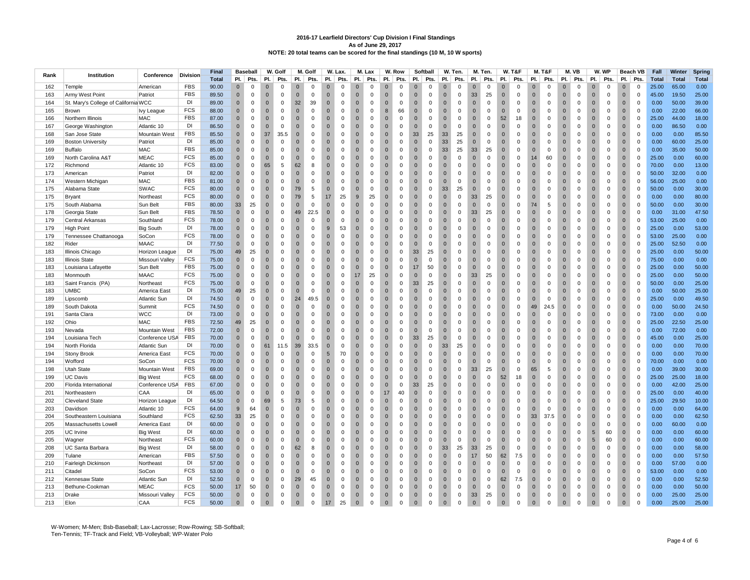**2016-17 Learfield Directors' Cup Division I Final Standings**
**As of June 29, 2017**
**NOTE: 20 total teams can be scored for the final standings (10 M, 10 W sports)**

| Rank | Institution | Conference | Division | Final | Baseball | | W. Golf | | M. Golf | | W. Lax. | | M. Lax | | W. Row | | Softball | | W. Ten. | | M. Ten. | | W. T&F | | M. T&F | | M. VB | | W. WP | | Beach VB | | Fall | Winter | Spring |
|---|---|---|---|---|---|---|---|---|---|---|---|---|---|---|---|---|---|---|---|---|---|---|---|---|---|---|---|---|---|---|---|---|---|---|---|---|
| | | | | Total | Pl. | Pts. | Pl. | Pts. | Pl. | Pts. | Pl. | Pts. | Pl. | Pts. | Pl. | Pts. | Pl. | Pts. | Pl. | Pts. | Pl. | Pts. | Pl. | Pts. | Pl. | Pts. | Pl. | Pts. | Pl. | Pts. | Pl. | Pts. | Total | Total | Total |
| 162 | Temple | American | FBS | 90.00 | 0 | 0 | 0 | 0 | 0 | 0 | 0 | 0 | 0 | 0 | 0 | 0 | 0 | 0 | 0 | 0 | 0 | 0 | 0 | 0 | 0 | 0 | 0 | 0 | 0 | 0 | 0 | 0 | 25.00 | 65.00 | 0.00 |
| 163 | Army West Point | Patriot | FBS | 89.50 | 0 | 0 | 0 | 0 | 0 | 0 | 0 | 0 | 0 | 0 | 0 | 0 | 0 | 0 | 0 | 0 | 33 | 25 | 0 | 0 | 0 | 0 | 0 | 0 | 0 | 0 | 0 | 0 | 45.00 | 19.50 | 25.00 |
| 164 | St. Mary's College of California | WCC | DI | 89.00 | 0 | 0 | 0 | 0 | 32 | 39 | 0 | 0 | 0 | 0 | 0 | 0 | 0 | 0 | 0 | 0 | 0 | 0 | 0 | 0 | 0 | 0 | 0 | 0 | 0 | 0 | 0 | 0 | 0.00 | 50.00 | 39.00 |
| 165 | Brown | Ivy League | FCS | 88.00 | 0 | 0 | 0 | 0 | 0 | 0 | 0 | 0 | 0 | 0 | 8 | 66 | 0 | 0 | 0 | 0 | 0 | 0 | 0 | 0 | 0 | 0 | 0 | 0 | 0 | 0 | 0 | 0 | 0.00 | 22.00 | 66.00 |
| 166 | Northern Illinois | MAC | FBS | 87.00 | 0 | 0 | 0 | 0 | 0 | 0 | 0 | 0 | 0 | 0 | 0 | 0 | 0 | 0 | 0 | 0 | 0 | 0 | 52 | 18 | 0 | 0 | 0 | 0 | 0 | 0 | 0 | 0 | 25.00 | 44.00 | 18.00 |
| 167 | George Washington | Atlantic 10 | DI | 86.50 | 0 | 0 | 0 | 0 | 0 | 0 | 0 | 0 | 0 | 0 | 0 | 0 | 0 | 0 | 0 | 0 | 0 | 0 | 0 | 0 | 0 | 0 | 0 | 0 | 0 | 0 | 0 | 0 | 0.00 | 86.50 | 0.00 |
| 168 | San Jose State | Mountain West | FBS | 85.50 | 0 | 0 | 37 | 35.5 | 0 | 0 | 0 | 0 | 0 | 0 | 0 | 0 | 33 | 25 | 33 | 25 | 0 | 0 | 0 | 0 | 0 | 0 | 0 | 0 | 0 | 0 | 0 | 0 | 0.00 | 0.00 | 85.50 |
| 169 | Boston University | Patriot | DI | 85.00 | 0 | 0 | 0 | 0 | 0 | 0 | 0 | 0 | 0 | 0 | 0 | 0 | 0 | 0 | 33 | 25 | 0 | 0 | 0 | 0 | 0 | 0 | 0 | 0 | 0 | 0 | 0 | 0 | 0.00 | 60.00 | 25.00 |
| 169 | Buffalo | MAC | FBS | 85.00 | 0 | 0 | 0 | 0 | 0 | 0 | 0 | 0 | 0 | 0 | 0 | 0 | 0 | 0 | 33 | 25 | 33 | 25 | 0 | 0 | 0 | 0 | 0 | 0 | 0 | 0 | 0 | 0 | 0.00 | 35.00 | 50.00 |
| 169 | North Carolina A&T | MEAC | FCS | 85.00 | 0 | 0 | 0 | 0 | 0 | 0 | 0 | 0 | 0 | 0 | 0 | 0 | 0 | 0 | 0 | 0 | 0 | 0 | 0 | 0 | 14 | 60 | 0 | 0 | 0 | 0 | 0 | 0 | 25.00 | 0.00 | 60.00 |
| 172 | Richmond | Atlantic 10 | FCS | 83.00 | 0 | 0 | 65 | 5 | 62 | 8 | 0 | 0 | 0 | 0 | 0 | 0 | 0 | 0 | 0 | 0 | 0 | 0 | 0 | 0 | 0 | 0 | 0 | 0 | 0 | 0 | 0 | 0 | 70.00 | 0.00 | 13.00 |
| 173 | American | Patriot | DI | 82.00 | 0 | 0 | 0 | 0 | 0 | 0 | 0 | 0 | 0 | 0 | 0 | 0 | 0 | 0 | 0 | 0 | 0 | 0 | 0 | 0 | 0 | 0 | 0 | 0 | 0 | 0 | 0 | 0 | 50.00 | 32.00 | 0.00 |
| 174 | Western Michigan | MAC | FBS | 81.00 | 0 | 0 | 0 | 0 | 0 | 0 | 0 | 0 | 0 | 0 | 0 | 0 | 0 | 0 | 0 | 0 | 0 | 0 | 0 | 0 | 0 | 0 | 0 | 0 | 0 | 0 | 0 | 0 | 56.00 | 25.00 | 0.00 |
| 175 | Alabama State | SWAC | FCS | 80.00 | 0 | 0 | 0 | 0 | 79 | 5 | 0 | 0 | 0 | 0 | 0 | 0 | 0 | 0 | 33 | 25 | 0 | 0 | 0 | 0 | 0 | 0 | 0 | 0 | 0 | 0 | 0 | 0 | 50.00 | 0.00 | 30.00 |
| 175 | Bryant | Northeast | FCS | 80.00 | 0 | 0 | 0 | 0 | 79 | 5 | 17 | 25 | 9 | 25 | 0 | 0 | 0 | 0 | 0 | 0 | 33 | 25 | 0 | 0 | 0 | 0 | 0 | 0 | 0 | 0 | 0 | 0 | 0.00 | 0.00 | 80.00 |
| 175 | South Alabama | Sun Belt | FBS | 80.00 | 33 | 25 | 0 | 0 | 0 | 0 | 0 | 0 | 0 | 0 | 0 | 0 | 0 | 0 | 0 | 0 | 0 | 0 | 0 | 0 | 74 | 5 | 0 | 0 | 0 | 0 | 0 | 0 | 50.00 | 0.00 | 30.00 |
| 178 | Georgia State | Sun Belt | FBS | 78.50 | 0 | 0 | 0 | 0 | 49 | 22.5 | 0 | 0 | 0 | 0 | 0 | 0 | 0 | 0 | 0 | 0 | 33 | 25 | 0 | 0 | 0 | 0 | 0 | 0 | 0 | 0 | 0 | 0 | 0.00 | 31.00 | 47.50 |
| 179 | Central Arkansas | Southland | FCS | 78.00 | 0 | 0 | 0 | 0 | 0 | 0 | 0 | 0 | 0 | 0 | 0 | 0 | 0 | 0 | 0 | 0 | 0 | 0 | 0 | 0 | 0 | 0 | 0 | 0 | 0 | 0 | 0 | 0 | 53.00 | 25.00 | 0.00 |
| 179 | High Point | Big South | DI | 78.00 | 0 | 0 | 0 | 0 | 0 | 0 | 9 | 53 | 0 | 0 | 0 | 0 | 0 | 0 | 0 | 0 | 0 | 0 | 0 | 0 | 0 | 0 | 0 | 0 | 0 | 0 | 0 | 0 | 25.00 | 0.00 | 53.00 |
| 179 | Tennessee Chattanooga | SoCon | FCS | 78.00 | 0 | 0 | 0 | 0 | 0 | 0 | 0 | 0 | 0 | 0 | 0 | 0 | 0 | 0 | 0 | 0 | 0 | 0 | 0 | 0 | 0 | 0 | 0 | 0 | 0 | 0 | 0 | 0 | 53.00 | 25.00 | 0.00 |
| 182 | Rider | MAAC | DI | 77.50 | 0 | 0 | 0 | 0 | 0 | 0 | 0 | 0 | 0 | 0 | 0 | 0 | 0 | 0 | 0 | 0 | 0 | 0 | 0 | 0 | 0 | 0 | 0 | 0 | 0 | 0 | 0 | 0 | 25.00 | 52.50 | 0.00 |
| 183 | Illinois Chicago | Horizon League | DI | 75.00 | 49 | 25 | 0 | 0 | 0 | 0 | 0 | 0 | 0 | 0 | 0 | 0 | 33 | 25 | 0 | 0 | 0 | 0 | 0 | 0 | 0 | 0 | 0 | 0 | 0 | 0 | 0 | 0 | 25.00 | 0.00 | 50.00 |
| 183 | Illinois State | Missouri Valley | FCS | 75.00 | 0 | 0 | 0 | 0 | 0 | 0 | 0 | 0 | 0 | 0 | 0 | 0 | 0 | 0 | 0 | 0 | 0 | 0 | 0 | 0 | 0 | 0 | 0 | 0 | 0 | 0 | 0 | 0 | 75.00 | 0.00 | 0.00 |
| 183 | Louisiana Lafayette | Sun Belt | FBS | 75.00 | 0 | 0 | 0 | 0 | 0 | 0 | 0 | 0 | 0 | 0 | 0 | 0 | 17 | 50 | 0 | 0 | 0 | 0 | 0 | 0 | 0 | 0 | 0 | 0 | 0 | 0 | 0 | 0 | 25.00 | 0.00 | 50.00 |
| 183 | Monmouth | MAAC | FCS | 75.00 | 0 | 0 | 0 | 0 | 0 | 0 | 0 | 0 | 17 | 25 | 0 | 0 | 0 | 0 | 0 | 0 | 33 | 25 | 0 | 0 | 0 | 0 | 0 | 0 | 0 | 0 | 0 | 0 | 25.00 | 0.00 | 50.00 |
| 183 | Saint Francis (PA) | Northeast | FCS | 75.00 | 0 | 0 | 0 | 0 | 0 | 0 | 0 | 0 | 0 | 0 | 0 | 0 | 33 | 25 | 0 | 0 | 0 | 0 | 0 | 0 | 0 | 0 | 0 | 0 | 0 | 0 | 0 | 0 | 50.00 | 0.00 | 25.00 |
| 183 | UMBC | America East | DI | 75.00 | 49 | 25 | 0 | 0 | 0 | 0 | 0 | 0 | 0 | 0 | 0 | 0 | 0 | 0 | 0 | 0 | 0 | 0 | 0 | 0 | 0 | 0 | 0 | 0 | 0 | 0 | 0 | 0 | 0.00 | 50.00 | 25.00 |
| 189 | Lipscomb | Atlantic Sun | DI | 74.50 | 0 | 0 | 0 | 0 | 24 | 49.5 | 0 | 0 | 0 | 0 | 0 | 0 | 0 | 0 | 0 | 0 | 0 | 0 | 0 | 0 | 0 | 0 | 0 | 0 | 0 | 0 | 0 | 0 | 25.00 | 0.00 | 49.50 |
| 189 | South Dakota | Summit | FCS | 74.50 | 0 | 0 | 0 | 0 | 0 | 0 | 0 | 0 | 0 | 0 | 0 | 0 | 0 | 0 | 0 | 0 | 0 | 0 | 0 | 0 | 49 | 24.5 | 0 | 0 | 0 | 0 | 0 | 0 | 0.00 | 50.00 | 24.50 |
| 191 | Santa Clara | WCC | DI | 73.00 | 0 | 0 | 0 | 0 | 0 | 0 | 0 | 0 | 0 | 0 | 0 | 0 | 0 | 0 | 0 | 0 | 0 | 0 | 0 | 0 | 0 | 0 | 0 | 0 | 0 | 0 | 0 | 0 | 73.00 | 0.00 | 0.00 |
| 192 | Ohio | MAC | FBS | 72.50 | 49 | 25 | 0 | 0 | 0 | 0 | 0 | 0 | 0 | 0 | 0 | 0 | 0 | 0 | 0 | 0 | 0 | 0 | 0 | 0 | 0 | 0 | 0 | 0 | 0 | 0 | 0 | 0 | 25.00 | 22.50 | 25.00 |
| 193 | Nevada | Mountain West | FBS | 72.00 | 0 | 0 | 0 | 0 | 0 | 0 | 0 | 0 | 0 | 0 | 0 | 0 | 0 | 0 | 0 | 0 | 0 | 0 | 0 | 0 | 0 | 0 | 0 | 0 | 0 | 0 | 0 | 0 | 0.00 | 72.00 | 0.00 |
| 194 | Louisiana Tech | Conference USA | FBS | 70.00 | 0 | 0 | 0 | 0 | 0 | 0 | 0 | 0 | 0 | 0 | 0 | 0 | 33 | 25 | 0 | 0 | 0 | 0 | 0 | 0 | 0 | 0 | 0 | 0 | 0 | 0 | 0 | 0 | 45.00 | 0.00 | 25.00 |
| 194 | North Florida | Atlantic Sun | DI | 70.00 | 0 | 0 | 61 | 11.5 | 39 | 33.5 | 0 | 0 | 0 | 0 | 0 | 0 | 0 | 0 | 33 | 25 | 0 | 0 | 0 | 0 | 0 | 0 | 0 | 0 | 0 | 0 | 0 | 0 | 0.00 | 0.00 | 70.00 |
| 194 | Stony Brook | America East | FCS | 70.00 | 0 | 0 | 0 | 0 | 0 | 0 | 5 | 70 | 0 | 0 | 0 | 0 | 0 | 0 | 0 | 0 | 0 | 0 | 0 | 0 | 0 | 0 | 0 | 0 | 0 | 0 | 0 | 0 | 0.00 | 0.00 | 70.00 |
| 194 | Wofford | SoCon | FCS | 70.00 | 0 | 0 | 0 | 0 | 0 | 0 | 0 | 0 | 0 | 0 | 0 | 0 | 0 | 0 | 0 | 0 | 0 | 0 | 0 | 0 | 0 | 0 | 0 | 0 | 0 | 0 | 0 | 0 | 70.00 | 0.00 | 0.00 |
| 198 | Utah State | Mountain West | FBS | 69.00 | 0 | 0 | 0 | 0 | 0 | 0 | 0 | 0 | 0 | 0 | 0 | 0 | 0 | 0 | 0 | 0 | 33 | 25 | 0 | 0 | 65 | 5 | 0 | 0 | 0 | 0 | 0 | 0 | 0.00 | 39.00 | 30.00 |
| 199 | UC Davis | Big West | FCS | 68.00 | 0 | 0 | 0 | 0 | 0 | 0 | 0 | 0 | 0 | 0 | 0 | 0 | 0 | 0 | 0 | 0 | 0 | 0 | 52 | 18 | 0 | 0 | 0 | 0 | 0 | 0 | 0 | 0 | 25.00 | 25.00 | 18.00 |
| 200 | Florida International | Conference USA | FBS | 67.00 | 0 | 0 | 0 | 0 | 0 | 0 | 0 | 0 | 0 | 0 | 0 | 0 | 33 | 25 | 0 | 0 | 0 | 0 | 0 | 0 | 0 | 0 | 0 | 0 | 0 | 0 | 0 | 0 | 0.00 | 42.00 | 25.00 |
| 201 | Northeastern | CAA | DI | 65.00 | 0 | 0 | 0 | 0 | 0 | 0 | 0 | 0 | 0 | 0 | 17 | 40 | 0 | 0 | 0 | 0 | 0 | 0 | 0 | 0 | 0 | 0 | 0 | 0 | 0 | 0 | 0 | 0 | 25.00 | 0.00 | 40.00 |
| 202 | Cleveland State | Horizon League | DI | 64.50 | 0 | 0 | 69 | 5 | 73 | 5 | 0 | 0 | 0 | 0 | 0 | 0 | 0 | 0 | 0 | 0 | 0 | 0 | 0 | 0 | 0 | 0 | 0 | 0 | 0 | 0 | 0 | 0 | 25.00 | 29.50 | 10.00 |
| 203 | Davidson | Atlantic 10 | FCS | 64.00 | 9 | 64 | 0 | 0 | 0 | 0 | 0 | 0 | 0 | 0 | 0 | 0 | 0 | 0 | 0 | 0 | 0 | 0 | 0 | 0 | 0 | 0 | 0 | 0 | 0 | 0 | 0 | 0 | 0.00 | 0.00 | 64.00 |
| 204 | Southeastern Louisiana | Southland | FCS | 62.50 | 33 | 25 | 0 | 0 | 0 | 0 | 0 | 0 | 0 | 0 | 0 | 0 | 0 | 0 | 0 | 0 | 0 | 0 | 0 | 0 | 33 | 37.5 | 0 | 0 | 0 | 0 | 0 | 0 | 0.00 | 0.00 | 62.50 |
| 205 | Massachusetts Lowell | America East | DI | 60.00 | 0 | 0 | 0 | 0 | 0 | 0 | 0 | 0 | 0 | 0 | 0 | 0 | 0 | 0 | 0 | 0 | 0 | 0 | 0 | 0 | 0 | 0 | 0 | 0 | 0 | 0 | 0 | 0 | 0.00 | 60.00 | 0.00 |
| 205 | UC Irvine | Big West | DI | 60.00 | 0 | 0 | 0 | 0 | 0 | 0 | 0 | 0 | 0 | 0 | 0 | 0 | 0 | 0 | 0 | 0 | 0 | 0 | 0 | 0 | 0 | 0 | 0 | 0 | 5 | 60 | 0 | 0 | 0.00 | 0.00 | 60.00 |
| 205 | Wagner | Northeast | FCS | 60.00 | 0 | 0 | 0 | 0 | 0 | 0 | 0 | 0 | 0 | 0 | 0 | 0 | 0 | 0 | 0 | 0 | 0 | 0 | 0 | 0 | 0 | 0 | 0 | 0 | 5 | 60 | 0 | 0 | 0.00 | 0.00 | 60.00 |
| 208 | UC Santa Barbara | Big West | DI | 58.00 | 0 | 0 | 0 | 0 | 62 | 8 | 0 | 0 | 0 | 0 | 0 | 0 | 0 | 0 | 33 | 25 | 33 | 25 | 0 | 0 | 0 | 0 | 0 | 0 | 0 | 0 | 0 | 0 | 0.00 | 0.00 | 58.00 |
| 209 | Tulane | American | FBS | 57.50 | 0 | 0 | 0 | 0 | 0 | 0 | 0 | 0 | 0 | 0 | 0 | 0 | 0 | 0 | 0 | 0 | 17 | 50 | 62 | 7.5 | 0 | 0 | 0 | 0 | 0 | 0 | 0 | 0 | 0.00 | 0.00 | 57.50 |
| 210 | Fairleigh Dickinson | Northeast | DI | 57.00 | 0 | 0 | 0 | 0 | 0 | 0 | 0 | 0 | 0 | 0 | 0 | 0 | 0 | 0 | 0 | 0 | 0 | 0 | 0 | 0 | 0 | 0 | 0 | 0 | 0 | 0 | 0 | 0 | 0.00 | 57.00 | 0.00 |
| 211 | Citadel | SoCon | FCS | 53.00 | 0 | 0 | 0 | 0 | 0 | 0 | 0 | 0 | 0 | 0 | 0 | 0 | 0 | 0 | 0 | 0 | 0 | 0 | 0 | 0 | 0 | 0 | 0 | 0 | 0 | 0 | 0 | 0 | 53.00 | 0.00 | 0.00 |
| 212 | Kennesaw State | Atlantic Sun | DI | 52.50 | 0 | 0 | 0 | 0 | 29 | 45 | 0 | 0 | 0 | 0 | 0 | 0 | 0 | 0 | 0 | 0 | 0 | 0 | 62 | 7.5 | 0 | 0 | 0 | 0 | 0 | 0 | 0 | 0 | 0.00 | 0.00 | 52.50 |
| 213 | Bethune-Cookman | MEAC | FCS | 50.00 | 17 | 50 | 0 | 0 | 0 | 0 | 0 | 0 | 0 | 0 | 0 | 0 | 0 | 0 | 0 | 0 | 0 | 0 | 0 | 0 | 0 | 0 | 0 | 0 | 0 | 0 | 0 | 0 | 0.00 | 0.00 | 50.00 |
| 213 | Drake | Missouri Valley | FCS | 50.00 | 0 | 0 | 0 | 0 | 0 | 0 | 0 | 0 | 0 | 0 | 0 | 0 | 0 | 0 | 0 | 0 | 33 | 25 | 0 | 0 | 0 | 0 | 0 | 0 | 0 | 0 | 0 | 0 | 0.00 | 25.00 | 25.00 |
| 213 | Elon | CAA | FCS | 50.00 | 0 | 0 | 0 | 0 | 0 | 0 | 17 | 25 | 0 | 0 | 0 | 0 | 0 | 0 | 0 | 0 | 0 | 0 | 0 | 0 | 0 | 0 | 0 | 0 | 0 | 0 | 0 | 0 | 0.00 | 25.00 | 25.00 |

W-Women; M-Men; Bsb-Baseball; Lax-Lacrosse; Row-Rowing; SB-Softball;
Ten-Tennis; TF-Track and Field; VB-Volleyball; WP-Water Polo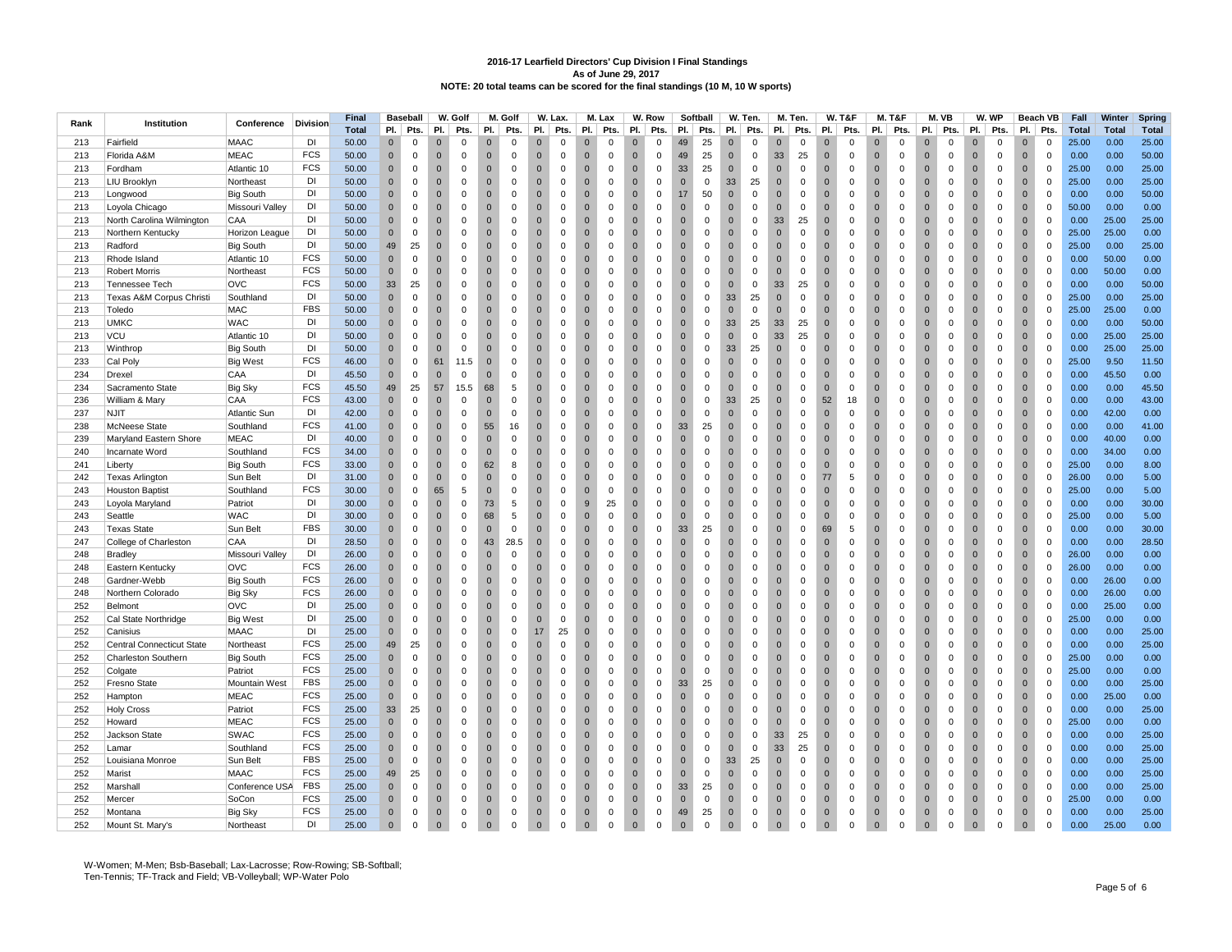# 2016-17 Learfield Directors' Cup Division I Final Standings

**As of June 29, 2017**

**NOTE: 20 total teams can be scored for the final standings (10 M, 10 W sports)**

| Rank | Institution | Conference | Division | Final | Baseball | | W. Golf | | M. Golf | | W. Lax. | | M. Lax | | W. Row | | Softball | | W. Ten. | | M. Ten. | | W. T&F | | M. T&F | | M. VB | | W. WP | | Beach VB | | Fall | Winter | Spring |
|---|---|---|---|---|---|---|---|---|---|---|---|---|---|---|---|---|---|---|---|---|---|---|---|---|---|---|---|---|---|---|---|---|---|---|---|
| | | | | Total | Pl. | Pts. | Pl. | Pts. | Pl. | Pts. | Pl. | Pts. | Pl. | Pts. | Pl. | Pts. | Pl. | Pts. | Pl. | Pts. | Pl. | Pts. | Pl. | Pts. | Pl. | Pts. | Pl. | Pts. | Pl. | Pts. | Pl. | Pts. | Total | Total | Total |
| 213 | Fairfield | MAAC | DI | 50.00 | 0 | 0 | 0 | 0 | 0 | 0 | 0 | 0 | 0 | 0 | 0 | 0 | 49 | 25 | 0 | 0 | 0 | 0 | 0 | 0 | 0 | 0 | 0 | 0 | 0 | 0 | 0 | 0 | 25.00 | 0.00 | 25.00 |
| 213 | Florida A&M | MEAC | FCS | 50.00 | 0 | 0 | 0 | 0 | 0 | 0 | 0 | 0 | 0 | 0 | 0 | 0 | 49 | 25 | 0 | 0 | 33 | 25 | 0 | 0 | 0 | 0 | 0 | 0 | 0 | 0 | 0 | 0 | 0.00 | 0.00 | 50.00 |
| 213 | Fordham | Atlantic 10 | FCS | 50.00 | 0 | 0 | 0 | 0 | 0 | 0 | 0 | 0 | 0 | 0 | 0 | 0 | 33 | 25 | 0 | 0 | 0 | 0 | 0 | 0 | 0 | 0 | 0 | 0 | 0 | 0 | 0 | 0 | 25.00 | 0.00 | 25.00 |
| 213 | LIU Brooklyn | Northeast | DI | 50.00 | 0 | 0 | 0 | 0 | 0 | 0 | 0 | 0 | 0 | 0 | 0 | 0 | 0 | 0 | 33 | 25 | 0 | 0 | 0 | 0 | 0 | 0 | 0 | 0 | 0 | 0 | 0 | 0 | 25.00 | 0.00 | 25.00 |
| 213 | Longwood | Big South | DI | 50.00 | 0 | 0 | 0 | 0 | 0 | 0 | 0 | 0 | 0 | 0 | 0 | 0 | 17 | 50 | 0 | 0 | 0 | 0 | 0 | 0 | 0 | 0 | 0 | 0 | 0 | 0 | 0 | 0 | 0.00 | 0.00 | 50.00 |
| 213 | Loyola Chicago | Missouri Valley | DI | 50.00 | 0 | 0 | 0 | 0 | 0 | 0 | 0 | 0 | 0 | 0 | 0 | 0 | 0 | 0 | 0 | 0 | 0 | 0 | 0 | 0 | 0 | 0 | 0 | 0 | 0 | 0 | 0 | 0 | 50.00 | 0.00 | 0.00 |
| 213 | North Carolina Wilmington | CAA | DI | 50.00 | 0 | 0 | 0 | 0 | 0 | 0 | 0 | 0 | 0 | 0 | 0 | 0 | 0 | 0 | 0 | 0 | 33 | 25 | 0 | 0 | 0 | 0 | 0 | 0 | 0 | 0 | 0 | 0 | 0.00 | 25.00 | 25.00 |
| 213 | Northern Kentucky | Horizon League | DI | 50.00 | 0 | 0 | 0 | 0 | 0 | 0 | 0 | 0 | 0 | 0 | 0 | 0 | 0 | 0 | 0 | 0 | 0 | 0 | 0 | 0 | 0 | 0 | 0 | 0 | 0 | 0 | 0 | 0 | 25.00 | 25.00 | 0.00 |
| 213 | Radford | Big South | DI | 50.00 | 49 | 25 | 0 | 0 | 0 | 0 | 0 | 0 | 0 | 0 | 0 | 0 | 0 | 0 | 0 | 0 | 0 | 0 | 0 | 0 | 0 | 0 | 0 | 0 | 0 | 0 | 0 | 0 | 25.00 | 0.00 | 25.00 |
| 213 | Rhode Island | Atlantic 10 | FCS | 50.00 | 0 | 0 | 0 | 0 | 0 | 0 | 0 | 0 | 0 | 0 | 0 | 0 | 0 | 0 | 0 | 0 | 0 | 0 | 0 | 0 | 0 | 0 | 0 | 0 | 0 | 0 | 0 | 0 | 0.00 | 50.00 | 0.00 |
| 213 | Robert Morris | Northeast | FCS | 50.00 | 0 | 0 | 0 | 0 | 0 | 0 | 0 | 0 | 0 | 0 | 0 | 0 | 0 | 0 | 0 | 0 | 0 | 0 | 0 | 0 | 0 | 0 | 0 | 0 | 0 | 0 | 0 | 0 | 0.00 | 50.00 | 0.00 |
| 213 | Tennessee Tech | OVC | FCS | 50.00 | 33 | 25 | 0 | 0 | 0 | 0 | 0 | 0 | 0 | 0 | 0 | 0 | 0 | 0 | 0 | 0 | 33 | 25 | 0 | 0 | 0 | 0 | 0 | 0 | 0 | 0 | 0 | 0 | 0.00 | 0.00 | 50.00 |
| 213 | Texas A&M Corpus Christi | Southland | DI | 50.00 | 0 | 0 | 0 | 0 | 0 | 0 | 0 | 0 | 0 | 0 | 0 | 0 | 0 | 0 | 33 | 25 | 0 | 0 | 0 | 0 | 0 | 0 | 0 | 0 | 0 | 0 | 0 | 0 | 25.00 | 0.00 | 25.00 |
| 213 | Toledo | MAC | FBS | 50.00 | 0 | 0 | 0 | 0 | 0 | 0 | 0 | 0 | 0 | 0 | 0 | 0 | 0 | 0 | 0 | 0 | 0 | 0 | 0 | 0 | 0 | 0 | 0 | 0 | 0 | 0 | 0 | 0 | 25.00 | 25.00 | 0.00 |
| 213 | UMKC | WAC | DI | 50.00 | 0 | 0 | 0 | 0 | 0 | 0 | 0 | 0 | 0 | 0 | 0 | 0 | 0 | 0 | 33 | 25 | 33 | 25 | 0 | 0 | 0 | 0 | 0 | 0 | 0 | 0 | 0 | 0 | 0.00 | 0.00 | 50.00 |
| 213 | VCU | Atlantic 10 | DI | 50.00 | 0 | 0 | 0 | 0 | 0 | 0 | 0 | 0 | 0 | 0 | 0 | 0 | 0 | 0 | 0 | 0 | 33 | 25 | 0 | 0 | 0 | 0 | 0 | 0 | 0 | 0 | 0 | 0 | 0.00 | 25.00 | 25.00 |
| 213 | Winthrop | Big South | DI | 50.00 | 0 | 0 | 0 | 0 | 0 | 0 | 0 | 0 | 0 | 0 | 0 | 0 | 0 | 0 | 33 | 25 | 0 | 0 | 0 | 0 | 0 | 0 | 0 | 0 | 0 | 0 | 0 | 0 | 0.00 | 25.00 | 25.00 |
| 233 | Cal Poly | Big West | FCS | 46.00 | 0 | 0 | 61 | 11.5 | 0 | 0 | 0 | 0 | 0 | 0 | 0 | 0 | 0 | 0 | 0 | 0 | 0 | 0 | 0 | 0 | 0 | 0 | 0 | 0 | 0 | 0 | 0 | 0 | 25.00 | 9.50 | 11.50 |
| 234 | Drexel | CAA | DI | 45.50 | 0 | 0 | 0 | 0 | 0 | 0 | 0 | 0 | 0 | 0 | 0 | 0 | 0 | 0 | 0 | 0 | 0 | 0 | 0 | 0 | 0 | 0 | 0 | 0 | 0 | 0 | 0 | 0 | 0.00 | 45.50 | 0.00 |
| 234 | Sacramento State | Big Sky | FCS | 45.50 | 49 | 25 | 57 | 15.5 | 68 | 5 | 0 | 0 | 0 | 0 | 0 | 0 | 0 | 0 | 0 | 0 | 0 | 0 | 0 | 0 | 0 | 0 | 0 | 0 | 0 | 0 | 0 | 0 | 0.00 | 0.00 | 45.50 |
| 236 | William & Mary | CAA | FCS | 43.00 | 0 | 0 | 0 | 0 | 0 | 0 | 0 | 0 | 0 | 0 | 0 | 0 | 0 | 0 | 33 | 25 | 0 | 0 | 52 | 18 | 0 | 0 | 0 | 0 | 0 | 0 | 0 | 0 | 0.00 | 0.00 | 43.00 |
| 237 | NJIT | Atlantic Sun | DI | 42.00 | 0 | 0 | 0 | 0 | 0 | 0 | 0 | 0 | 0 | 0 | 0 | 0 | 0 | 0 | 0 | 0 | 0 | 0 | 0 | 0 | 0 | 0 | 0 | 0 | 0 | 0 | 0 | 0 | 0.00 | 42.00 | 0.00 |
| 238 | McNeese State | Southland | FCS | 41.00 | 0 | 0 | 0 | 0 | 55 | 16 | 0 | 0 | 0 | 0 | 0 | 0 | 33 | 25 | 0 | 0 | 0 | 0 | 0 | 0 | 0 | 0 | 0 | 0 | 0 | 0 | 0 | 0 | 0.00 | 0.00 | 41.00 |
| 239 | Maryland Eastern Shore | MEAC | DI | 40.00 | 0 | 0 | 0 | 0 | 0 | 0 | 0 | 0 | 0 | 0 | 0 | 0 | 0 | 0 | 0 | 0 | 0 | 0 | 0 | 0 | 0 | 0 | 0 | 0 | 0 | 0 | 0 | 0 | 0.00 | 40.00 | 0.00 |
| 240 | Incarnate Word | Southland | FCS | 34.00 | 0 | 0 | 0 | 0 | 0 | 0 | 0 | 0 | 0 | 0 | 0 | 0 | 0 | 0 | 0 | 0 | 0 | 0 | 0 | 0 | 0 | 0 | 0 | 0 | 0 | 0 | 0 | 0 | 0.00 | 34.00 | 0.00 |
| 241 | Liberty | Big South | FCS | 33.00 | 0 | 0 | 0 | 0 | 62 | 8 | 0 | 0 | 0 | 0 | 0 | 0 | 0 | 0 | 0 | 0 | 0 | 0 | 0 | 0 | 0 | 0 | 0 | 0 | 0 | 0 | 0 | 0 | 25.00 | 0.00 | 8.00 |
| 242 | Texas Arlington | Sun Belt | DI | 31.00 | 0 | 0 | 0 | 0 | 0 | 0 | 0 | 0 | 0 | 0 | 0 | 0 | 0 | 0 | 0 | 0 | 0 | 0 | 77 | 5 | 0 | 0 | 0 | 0 | 0 | 0 | 0 | 0 | 26.00 | 0.00 | 5.00 |
| 243 | Houston Baptist | Southland | FCS | 30.00 | 0 | 0 | 65 | 5 | 0 | 0 | 0 | 0 | 0 | 0 | 0 | 0 | 0 | 0 | 0 | 0 | 0 | 0 | 0 | 0 | 0 | 0 | 0 | 0 | 0 | 0 | 0 | 0 | 25.00 | 0.00 | 5.00 |
| 243 | Loyola Maryland | Patriot | DI | 30.00 | 0 | 0 | 0 | 0 | 73 | 5 | 0 | 0 | 9 | 25 | 0 | 0 | 0 | 0 | 0 | 0 | 0 | 0 | 0 | 0 | 0 | 0 | 0 | 0 | 0 | 0 | 0 | 0 | 0.00 | 0.00 | 30.00 |
| 243 | Seattle | WAC | DI | 30.00 | 0 | 0 | 0 | 0 | 68 | 5 | 0 | 0 | 0 | 0 | 0 | 0 | 0 | 0 | 0 | 0 | 0 | 0 | 0 | 0 | 0 | 0 | 0 | 0 | 0 | 0 | 0 | 0 | 25.00 | 0.00 | 5.00 |
| 243 | Texas State | Sun Belt | FBS | 30.00 | 0 | 0 | 0 | 0 | 0 | 0 | 0 | 0 | 0 | 0 | 0 | 0 | 33 | 25 | 0 | 0 | 0 | 0 | 69 | 5 | 0 | 0 | 0 | 0 | 0 | 0 | 0 | 0 | 0.00 | 0.00 | 30.00 |
| 247 | College of Charleston | CAA | DI | 28.50 | 0 | 0 | 0 | 0 | 43 | 28.5 | 0 | 0 | 0 | 0 | 0 | 0 | 0 | 0 | 0 | 0 | 0 | 0 | 0 | 0 | 0 | 0 | 0 | 0 | 0 | 0 | 0 | 0 | 0.00 | 0.00 | 28.50 |
| 248 | Bradley | Missouri Valley | DI | 26.00 | 0 | 0 | 0 | 0 | 0 | 0 | 0 | 0 | 0 | 0 | 0 | 0 | 0 | 0 | 0 | 0 | 0 | 0 | 0 | 0 | 0 | 0 | 0 | 0 | 0 | 0 | 0 | 0 | 26.00 | 0.00 | 0.00 |
| 248 | Eastern Kentucky | OVC | FCS | 26.00 | 0 | 0 | 0 | 0 | 0 | 0 | 0 | 0 | 0 | 0 | 0 | 0 | 0 | 0 | 0 | 0 | 0 | 0 | 0 | 0 | 0 | 0 | 0 | 0 | 0 | 0 | 0 | 0 | 26.00 | 0.00 | 0.00 |
| 248 | Gardner-Webb | Big South | FCS | 26.00 | 0 | 0 | 0 | 0 | 0 | 0 | 0 | 0 | 0 | 0 | 0 | 0 | 0 | 0 | 0 | 0 | 0 | 0 | 0 | 0 | 0 | 0 | 0 | 0 | 0 | 0 | 0 | 0 | 0.00 | 26.00 | 0.00 |
| 248 | Northern Colorado | Big Sky | FCS | 26.00 | 0 | 0 | 0 | 0 | 0 | 0 | 0 | 0 | 0 | 0 | 0 | 0 | 0 | 0 | 0 | 0 | 0 | 0 | 0 | 0 | 0 | 0 | 0 | 0 | 0 | 0 | 0 | 0 | 0.00 | 26.00 | 0.00 |
| 252 | Belmont | OVC | DI | 25.00 | 0 | 0 | 0 | 0 | 0 | 0 | 0 | 0 | 0 | 0 | 0 | 0 | 0 | 0 | 0 | 0 | 0 | 0 | 0 | 0 | 0 | 0 | 0 | 0 | 0 | 0 | 0 | 0 | 0.00 | 25.00 | 0.00 |
| 252 | Cal State Northridge | Big West | DI | 25.00 | 0 | 0 | 0 | 0 | 0 | 0 | 0 | 0 | 0 | 0 | 0 | 0 | 0 | 0 | 0 | 0 | 0 | 0 | 0 | 0 | 0 | 0 | 0 | 0 | 0 | 0 | 0 | 0 | 25.00 | 0.00 | 0.00 |
| 252 | Canisius | MAAC | DI | 25.00 | 0 | 0 | 0 | 0 | 0 | 0 | 17 | 25 | 0 | 0 | 0 | 0 | 0 | 0 | 0 | 0 | 0 | 0 | 0 | 0 | 0 | 0 | 0 | 0 | 0 | 0 | 0 | 0 | 0.00 | 0.00 | 25.00 |
| 252 | Central Connecticut State | Northeast | FCS | 25.00 | 49 | 25 | 0 | 0 | 0 | 0 | 0 | 0 | 0 | 0 | 0 | 0 | 0 | 0 | 0 | 0 | 0 | 0 | 0 | 0 | 0 | 0 | 0 | 0 | 0 | 0 | 0 | 0 | 0.00 | 0.00 | 25.00 |
| 252 | Charleston Southern | Big South | FCS | 25.00 | 0 | 0 | 0 | 0 | 0 | 0 | 0 | 0 | 0 | 0 | 0 | 0 | 0 | 0 | 0 | 0 | 0 | 0 | 0 | 0 | 0 | 0 | 0 | 0 | 0 | 0 | 0 | 0 | 25.00 | 0.00 | 0.00 |
| 252 | Colgate | Patriot | FCS | 25.00 | 0 | 0 | 0 | 0 | 0 | 0 | 0 | 0 | 0 | 0 | 0 | 0 | 0 | 0 | 0 | 0 | 0 | 0 | 0 | 0 | 0 | 0 | 0 | 0 | 0 | 0 | 0 | 0 | 25.00 | 0.00 | 0.00 |
| 252 | Fresno State | Mountain West | FBS | 25.00 | 0 | 0 | 0 | 0 | 0 | 0 | 0 | 0 | 0 | 0 | 0 | 0 | 33 | 25 | 0 | 0 | 0 | 0 | 0 | 0 | 0 | 0 | 0 | 0 | 0 | 0 | 0 | 0 | 0.00 | 0.00 | 25.00 |
| 252 | Hampton | MEAC | FCS | 25.00 | 0 | 0 | 0 | 0 | 0 | 0 | 0 | 0 | 0 | 0 | 0 | 0 | 0 | 0 | 0 | 0 | 0 | 0 | 0 | 0 | 0 | 0 | 0 | 0 | 0 | 0 | 0 | 0 | 0.00 | 25.00 | 0.00 |
| 252 | Holy Cross | Patriot | FCS | 25.00 | 33 | 25 | 0 | 0 | 0 | 0 | 0 | 0 | 0 | 0 | 0 | 0 | 0 | 0 | 0 | 0 | 0 | 0 | 0 | 0 | 0 | 0 | 0 | 0 | 0 | 0 | 0 | 0 | 0.00 | 0.00 | 25.00 |
| 252 | Howard | MEAC | FCS | 25.00 | 0 | 0 | 0 | 0 | 0 | 0 | 0 | 0 | 0 | 0 | 0 | 0 | 0 | 0 | 0 | 0 | 0 | 0 | 0 | 0 | 0 | 0 | 0 | 0 | 0 | 0 | 0 | 0 | 25.00 | 0.00 | 0.00 |
| 252 | Jackson State | SWAC | FCS | 25.00 | 0 | 0 | 0 | 0 | 0 | 0 | 0 | 0 | 0 | 0 | 0 | 0 | 0 | 0 | 0 | 0 | 33 | 25 | 0 | 0 | 0 | 0 | 0 | 0 | 0 | 0 | 0 | 0 | 0.00 | 0.00 | 25.00 |
| 252 | Lamar | Southland | FCS | 25.00 | 0 | 0 | 0 | 0 | 0 | 0 | 0 | 0 | 0 | 0 | 0 | 0 | 0 | 0 | 0 | 0 | 33 | 25 | 0 | 0 | 0 | 0 | 0 | 0 | 0 | 0 | 0 | 0 | 0.00 | 0.00 | 25.00 |
| 252 | Louisiana Monroe | Sun Belt | FBS | 25.00 | 0 | 0 | 0 | 0 | 0 | 0 | 0 | 0 | 0 | 0 | 0 | 0 | 0 | 0 | 33 | 25 | 0 | 0 | 0 | 0 | 0 | 0 | 0 | 0 | 0 | 0 | 0 | 0 | 0.00 | 0.00 | 25.00 |
| 252 | Marist | MAAC | FCS | 25.00 | 49 | 25 | 0 | 0 | 0 | 0 | 0 | 0 | 0 | 0 | 0 | 0 | 0 | 0 | 0 | 0 | 0 | 0 | 0 | 0 | 0 | 0 | 0 | 0 | 0 | 0 | 0 | 0 | 0.00 | 0.00 | 25.00 |
| 252 | Marshall | Conference USA | FBS | 25.00 | 0 | 0 | 0 | 0 | 0 | 0 | 0 | 0 | 0 | 0 | 0 | 0 | 33 | 25 | 0 | 0 | 0 | 0 | 0 | 0 | 0 | 0 | 0 | 0 | 0 | 0 | 0 | 0 | 0.00 | 0.00 | 25.00 |
| 252 | Mercer | SoCon | FCS | 25.00 | 0 | 0 | 0 | 0 | 0 | 0 | 0 | 0 | 0 | 0 | 0 | 0 | 0 | 0 | 0 | 0 | 0 | 0 | 0 | 0 | 0 | 0 | 0 | 0 | 0 | 0 | 0 | 0 | 25.00 | 0.00 | 0.00 |
| 252 | Montana | Big Sky | FCS | 25.00 | 0 | 0 | 0 | 0 | 0 | 0 | 0 | 0 | 0 | 0 | 0 | 0 | 49 | 25 | 0 | 0 | 0 | 0 | 0 | 0 | 0 | 0 | 0 | 0 | 0 | 0 | 0 | 0 | 0.00 | 0.00 | 25.00 |
| 252 | Mount St. Mary's | Northeast | DI | 25.00 | 0 | 0 | 0 | 0 | 0 | 0 | 0 | 0 | 0 | 0 | 0 | 0 | 0 | 0 | 0 | 0 | 0 | 0 | 0 | 0 | 0 | 0 | 0 | 0 | 0 | 0 | 0 | 0 | 0.00 | 25.00 | 0.00 |

W-Women; M-Men; Bsb-Baseball; Lax-Lacrosse; Row-Rowing; SB-Softball;
Ten-Tennis; TF-Track and Field; VB-Volleyball; WP-Water Polo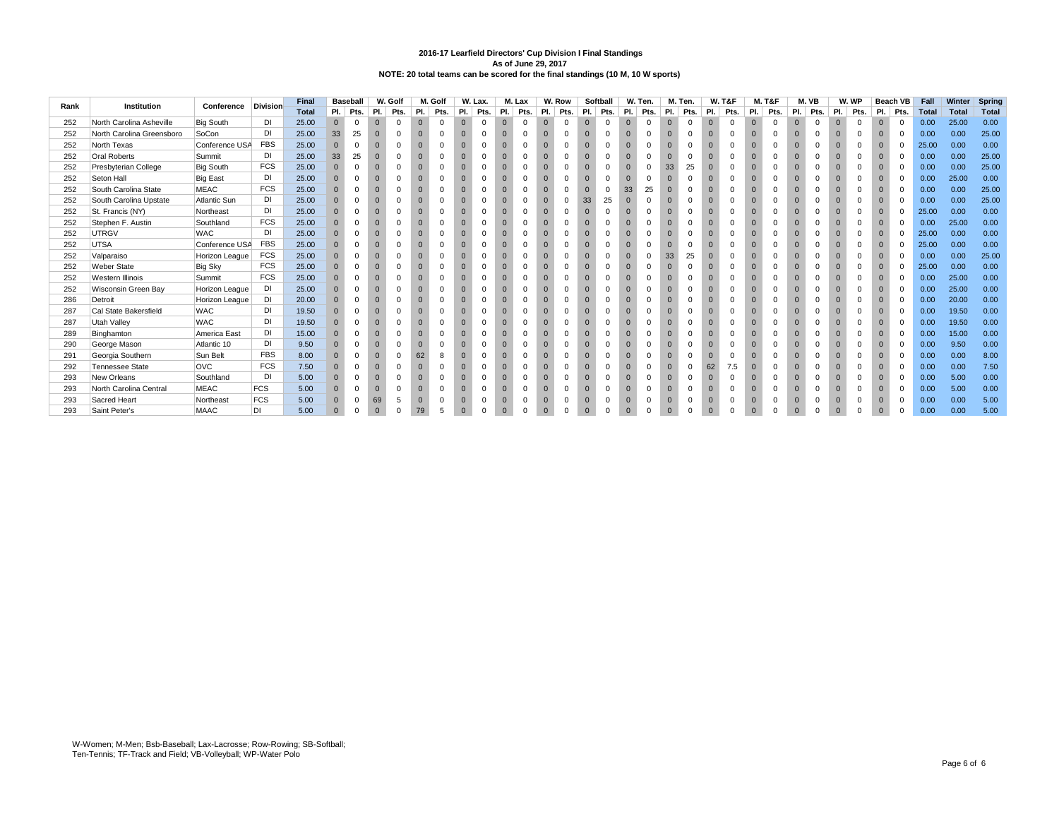**2016-17 Learfield Directors' Cup Division I Final Standings**
**As of June 29, 2017**
**NOTE: 20 total teams can be scored for the final standings (10 M, 10 W sports)**

| Rank | Institution | Conference | Division | Final | Baseball | | W. Golf | | M. Golf | | W. Lax. | | M. Lax | | W. Row | | Softball | | W. Ten. | | M. Ten. | | W. T&F | | M. T&F | | M. VB | | W. WP | | Beach VB | | Fall | Winter | Spring |
|---|---|---|---|---|---|---|---|---|---|---|---|---|---|---|---|---|---|---|---|---|---|---|---|---|---|---|---|---|---|---|---|---|---|---|---|
| | | | | Total | Pl. | Pts. | Pl. | Pts. | Pl. | Pts. | Pl. | Pts. | Pl. | Pts. | Pl. | Pts. | Pl. | Pts. | Pl. | Pts. | Pl. | Pts. | Pl. | Pts. | Pl. | Pts. | Pl. | Pts. | Pl. | Pts. | Pl. | Pts. | Total | Total | Total |
| 252 | North Carolina Asheville | Big South | DI | 25.00 | 0 | 0 | 0 | 0 | 0 | 0 | 0 | 0 | 0 | 0 | 0 | 0 | 0 | 0 | 0 | 0 | 0 | 0 | 0 | 0 | 0 | 0 | 0 | 0 | 0 | 0 | 0 | 0 | 0.00 | 25.00 | 0.00 |
| 252 | North Carolina Greensboro | SoCon | DI | 25.00 | 33 | 25 | 0 | 0 | 0 | 0 | 0 | 0 | 0 | 0 | 0 | 0 | 0 | 0 | 0 | 0 | 0 | 0 | 0 | 0 | 0 | 0 | 0 | 0 | 0 | 0 | 0 | 0 | 0.00 | 0.00 | 25.00 |
| 252 | North Texas | Conference USA | FBS | 25.00 | 0 | 0 | 0 | 0 | 0 | 0 | 0 | 0 | 0 | 0 | 0 | 0 | 0 | 0 | 0 | 0 | 0 | 0 | 0 | 0 | 0 | 0 | 0 | 0 | 0 | 0 | 0 | 0 | 25.00 | 0.00 | 0.00 |
| 252 | Oral Roberts | Summit | DI | 25.00 | 33 | 25 | 0 | 0 | 0 | 0 | 0 | 0 | 0 | 0 | 0 | 0 | 0 | 0 | 0 | 0 | 0 | 0 | 0 | 0 | 0 | 0 | 0 | 0 | 0 | 0 | 0 | 0 | 0.00 | 0.00 | 25.00 |
| 252 | Presbyterian College | Big South | FCS | 25.00 | 0 | 0 | 0 | 0 | 0 | 0 | 0 | 0 | 0 | 0 | 0 | 0 | 0 | 0 | 0 | 0 | 33 | 25 | 0 | 0 | 0 | 0 | 0 | 0 | 0 | 0 | 0 | 0 | 0.00 | 0.00 | 25.00 |
| 252 | Seton Hall | Big East | DI | 25.00 | 0 | 0 | 0 | 0 | 0 | 0 | 0 | 0 | 0 | 0 | 0 | 0 | 0 | 0 | 0 | 0 | 0 | 0 | 0 | 0 | 0 | 0 | 0 | 0 | 0 | 0 | 0 | 0 | 0.00 | 25.00 | 0.00 |
| 252 | South Carolina State | MEAC | FCS | 25.00 | 0 | 0 | 0 | 0 | 0 | 0 | 0 | 0 | 0 | 0 | 0 | 0 | 0 | 0 | 33 | 25 | 0 | 0 | 0 | 0 | 0 | 0 | 0 | 0 | 0 | 0 | 0 | 0 | 0.00 | 0.00 | 25.00 |
| 252 | South Carolina Upstate | Atlantic Sun | DI | 25.00 | 0 | 0 | 0 | 0 | 0 | 0 | 0 | 0 | 0 | 0 | 0 | 0 | 33 | 25 | 0 | 0 | 0 | 0 | 0 | 0 | 0 | 0 | 0 | 0 | 0 | 0 | 0 | 0 | 0.00 | 0.00 | 25.00 |
| 252 | St. Francis (NY) | Northeast | DI | 25.00 | 0 | 0 | 0 | 0 | 0 | 0 | 0 | 0 | 0 | 0 | 0 | 0 | 0 | 0 | 0 | 0 | 0 | 0 | 0 | 0 | 0 | 0 | 0 | 0 | 0 | 0 | 0 | 0 | 25.00 | 0.00 | 0.00 |
| 252 | Stephen F. Austin | Southland | FCS | 25.00 | 0 | 0 | 0 | 0 | 0 | 0 | 0 | 0 | 0 | 0 | 0 | 0 | 0 | 0 | 0 | 0 | 0 | 0 | 0 | 0 | 0 | 0 | 0 | 0 | 0 | 0 | 0 | 0 | 0.00 | 25.00 | 0.00 |
| 252 | UTRGV | WAC | DI | 25.00 | 0 | 0 | 0 | 0 | 0 | 0 | 0 | 0 | 0 | 0 | 0 | 0 | 0 | 0 | 0 | 0 | 0 | 0 | 0 | 0 | 0 | 0 | 0 | 0 | 0 | 0 | 0 | 0 | 25.00 | 0.00 | 0.00 |
| 252 | UTSA | Conference USA | FBS | 25.00 | 0 | 0 | 0 | 0 | 0 | 0 | 0 | 0 | 0 | 0 | 0 | 0 | 0 | 0 | 0 | 0 | 0 | 0 | 0 | 0 | 0 | 0 | 0 | 0 | 0 | 0 | 0 | 0 | 25.00 | 0.00 | 0.00 |
| 252 | Valparaiso | Horizon League | FCS | 25.00 | 0 | 0 | 0 | 0 | 0 | 0 | 0 | 0 | 0 | 0 | 0 | 0 | 0 | 0 | 0 | 0 | 33 | 25 | 0 | 0 | 0 | 0 | 0 | 0 | 0 | 0 | 0 | 0 | 0.00 | 0.00 | 25.00 |
| 252 | Weber State | Big Sky | FCS | 25.00 | 0 | 0 | 0 | 0 | 0 | 0 | 0 | 0 | 0 | 0 | 0 | 0 | 0 | 0 | 0 | 0 | 0 | 0 | 0 | 0 | 0 | 0 | 0 | 0 | 0 | 0 | 0 | 0 | 25.00 | 0.00 | 0.00 |
| 252 | Western Illinois | Summit | FCS | 25.00 | 0 | 0 | 0 | 0 | 0 | 0 | 0 | 0 | 0 | 0 | 0 | 0 | 0 | 0 | 0 | 0 | 0 | 0 | 0 | 0 | 0 | 0 | 0 | 0 | 0 | 0 | 0 | 0 | 0.00 | 25.00 | 0.00 |
| 252 | Wisconsin Green Bay | Horizon League | DI | 25.00 | 0 | 0 | 0 | 0 | 0 | 0 | 0 | 0 | 0 | 0 | 0 | 0 | 0 | 0 | 0 | 0 | 0 | 0 | 0 | 0 | 0 | 0 | 0 | 0 | 0 | 0 | 0 | 0 | 0.00 | 25.00 | 0.00 |
| 286 | Detroit | Horizon League | DI | 20.00 | 0 | 0 | 0 | 0 | 0 | 0 | 0 | 0 | 0 | 0 | 0 | 0 | 0 | 0 | 0 | 0 | 0 | 0 | 0 | 0 | 0 | 0 | 0 | 0 | 0 | 0 | 0 | 0 | 0.00 | 20.00 | 0.00 |
| 287 | Cal State Bakersfield | WAC | DI | 19.50 | 0 | 0 | 0 | 0 | 0 | 0 | 0 | 0 | 0 | 0 | 0 | 0 | 0 | 0 | 0 | 0 | 0 | 0 | 0 | 0 | 0 | 0 | 0 | 0 | 0 | 0 | 0 | 0 | 0.00 | 19.50 | 0.00 |
| 287 | Utah Valley | WAC | DI | 19.50 | 0 | 0 | 0 | 0 | 0 | 0 | 0 | 0 | 0 | 0 | 0 | 0 | 0 | 0 | 0 | 0 | 0 | 0 | 0 | 0 | 0 | 0 | 0 | 0 | 0 | 0 | 0 | 0 | 0.00 | 19.50 | 0.00 |
| 289 | Binghamton | America East | DI | 15.00 | 0 | 0 | 0 | 0 | 0 | 0 | 0 | 0 | 0 | 0 | 0 | 0 | 0 | 0 | 0 | 0 | 0 | 0 | 0 | 0 | 0 | 0 | 0 | 0 | 0 | 0 | 0 | 0 | 0.00 | 15.00 | 0.00 |
| 290 | George Mason | Atlantic 10 | DI | 9.50 | 0 | 0 | 0 | 0 | 0 | 0 | 0 | 0 | 0 | 0 | 0 | 0 | 0 | 0 | 0 | 0 | 0 | 0 | 0 | 0 | 0 | 0 | 0 | 0 | 0 | 0 | 0 | 0 | 0.00 | 9.50 | 0.00 |
| 291 | Georgia Southern | Sun Belt | FBS | 8.00 | 0 | 0 | 0 | 0 | 62 | 8 | 0 | 0 | 0 | 0 | 0 | 0 | 0 | 0 | 0 | 0 | 0 | 0 | 0 | 0 | 0 | 0 | 0 | 0 | 0 | 0 | 0 | 0 | 0.00 | 0.00 | 8.00 |
| 292 | Tennessee State | OVC | FCS | 7.50 | 0 | 0 | 0 | 0 | 0 | 0 | 0 | 0 | 0 | 0 | 0 | 0 | 0 | 0 | 0 | 0 | 0 | 0 | 62 | 7.5 | 0 | 0 | 0 | 0 | 0 | 0 | 0 | 0 | 0.00 | 0.00 | 7.50 |
| 293 | New Orleans | Southland | DI | 5.00 | 0 | 0 | 0 | 0 | 0 | 0 | 0 | 0 | 0 | 0 | 0 | 0 | 0 | 0 | 0 | 0 | 0 | 0 | 0 | 0 | 0 | 0 | 0 | 0 | 0 | 0 | 0 | 0 | 0.00 | 5.00 | 0.00 |
| 293 | North Carolina Central | MEAC | FCS | 5.00 | 0 | 0 | 0 | 0 | 0 | 0 | 0 | 0 | 0 | 0 | 0 | 0 | 0 | 0 | 0 | 0 | 0 | 0 | 0 | 0 | 0 | 0 | 0 | 0 | 0 | 0 | 0 | 0 | 0.00 | 5.00 | 0.00 |
| 293 | Sacred Heart | Northeast | FCS | 5.00 | 0 | 0 | 69 | 5 | 0 | 0 | 0 | 0 | 0 | 0 | 0 | 0 | 0 | 0 | 0 | 0 | 0 | 0 | 0 | 0 | 0 | 0 | 0 | 0 | 0 | 0 | 0 | 0 | 0.00 | 0.00 | 5.00 |
| 293 | Saint Peter's | MAAC | DI | 5.00 | 0 | 0 | 0 | 0 | 79 | 5 | 0 | 0 | 0 | 0 | 0 | 0 | 0 | 0 | 0 | 0 | 0 | 0 | 0 | 0 | 0 | 0 | 0 | 0 | 0 | 0 | 0 | 0 | 0.00 | 0.00 | 5.00 |

W-Women; M-Men; Bsb-Baseball; Lax-Lacrosse; Row-Rowing; SB-Softball;
Ten-Tennis; TF-Track and Field; VB-Volleyball; WP-Water Polo